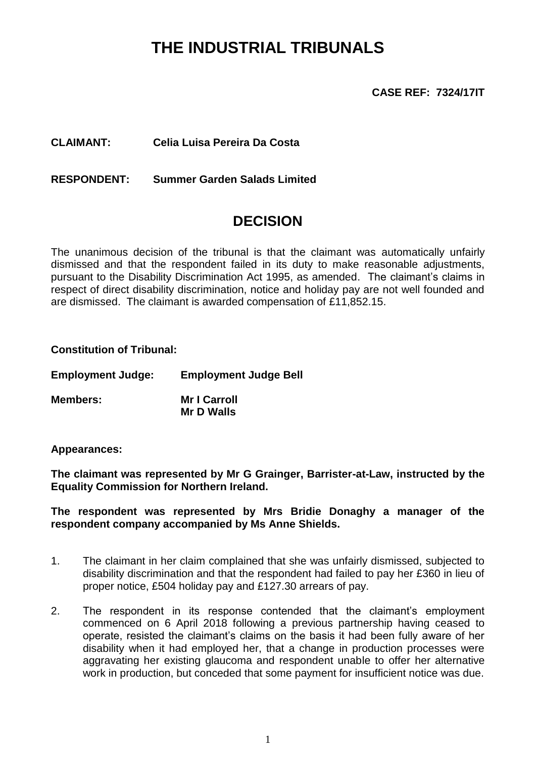# THE INDUSTRIAL TRIBUNALS

**CASE REF: 7324/17IT**

**CLAIMANT:** **Celia Luisa Pereira Da Costa**

**RESPONDENT:** **Summer Garden Salads Limited**

## DECISION

The unanimous decision of the tribunal is that the claimant was automatically unfairly dismissed and that the respondent failed in its duty to make reasonable adjustments, pursuant to the Disability Discrimination Act 1995, as amended. The claimant's claims in respect of direct disability discrimination, notice and holiday pay are not well founded and are dismissed. The claimant is awarded compensation of £11,852.15.

**Constitution of Tribunal:**

**Employment Judge:** **Employment Judge Bell**

**Members:** **Mr I Carroll**
**Mr D Walls**

**Appearances:**

**The claimant was represented by Mr G Grainger, Barrister-at-Law, instructed by the Equality Commission for Northern Ireland.**

**The respondent was represented by Mrs Bridie Donaghy a manager of the respondent company accompanied by Ms Anne Shields.**

1. The claimant in her claim complained that she was unfairly dismissed, subjected to disability discrimination and that the respondent had failed to pay her £360 in lieu of proper notice, £504 holiday pay and £127.30 arrears of pay.

2. The respondent in its response contended that the claimant's employment commenced on 6 April 2018 following a previous partnership having ceased to operate, resisted the claimant's claims on the basis it had been fully aware of her disability when it had employed her, that a change in production processes were aggravating her existing glaucoma and respondent unable to offer her alternative work in production, but conceded that some payment for insufficient notice was due.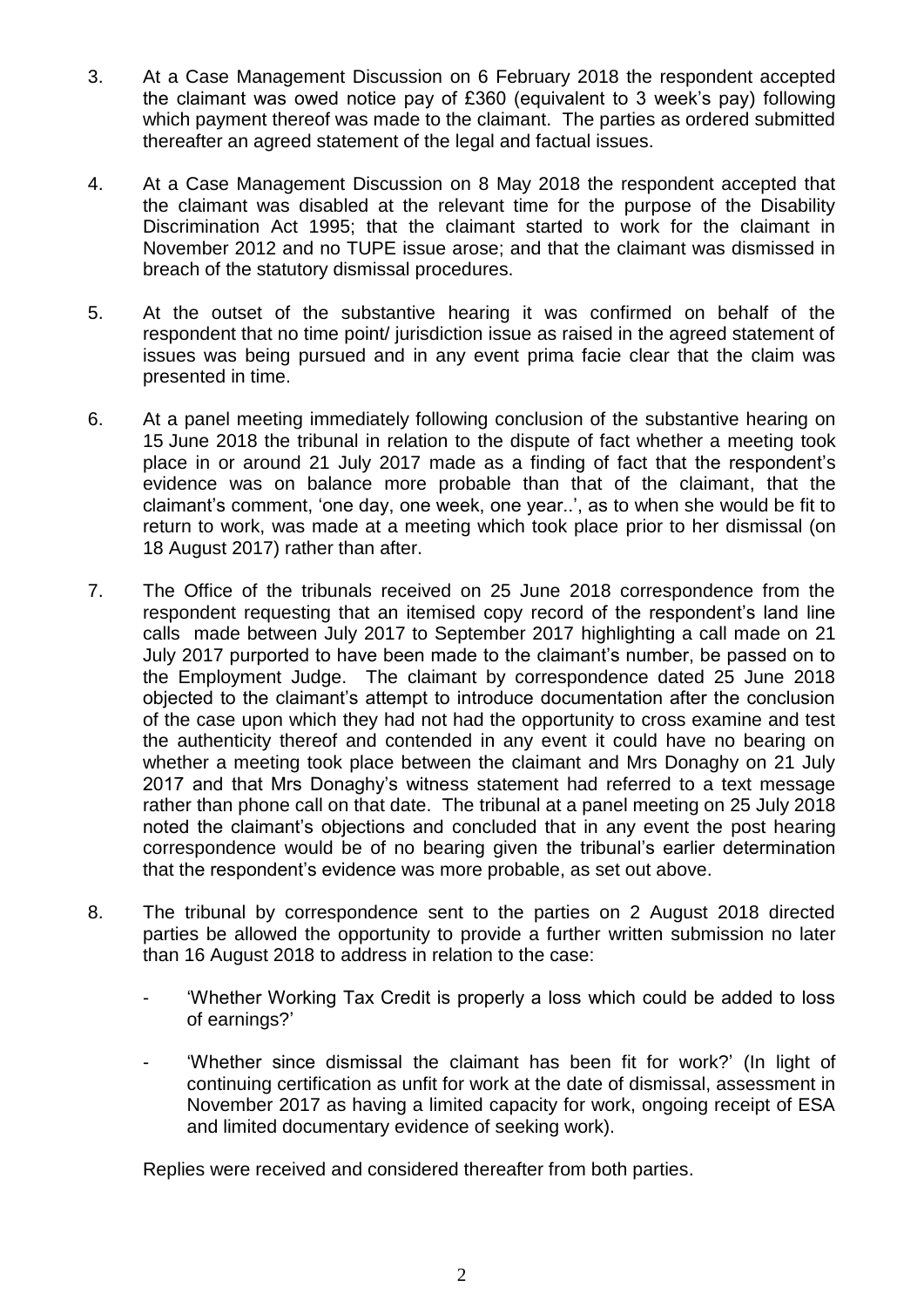3. At a Case Management Discussion on 6 February 2018 the respondent accepted the claimant was owed notice pay of £360 (equivalent to 3 week's pay) following which payment thereof was made to the claimant. The parties as ordered submitted thereafter an agreed statement of the legal and factual issues.

4. At a Case Management Discussion on 8 May 2018 the respondent accepted that the claimant was disabled at the relevant time for the purpose of the Disability Discrimination Act 1995; that the claimant started to work for the claimant in November 2012 and no TUPE issue arose; and that the claimant was dismissed in breach of the statutory dismissal procedures.

5. At the outset of the substantive hearing it was confirmed on behalf of the respondent that no time point/ jurisdiction issue as raised in the agreed statement of issues was being pursued and in any event prima facie clear that the claim was presented in time.

6. At a panel meeting immediately following conclusion of the substantive hearing on 15 June 2018 the tribunal in relation to the dispute of fact whether a meeting took place in or around 21 July 2017 made as a finding of fact that the respondent's evidence was on balance more probable than that of the claimant, that the claimant's comment, 'one day, one week, one year..', as to when she would be fit to return to work, was made at a meeting which took place prior to her dismissal (on 18 August 2017) rather than after.

7. The Office of the tribunals received on 25 June 2018 correspondence from the respondent requesting that an itemised copy record of the respondent's land line calls made between July 2017 to September 2017 highlighting a call made on 21 July 2017 purported to have been made to the claimant's number, be passed on to the Employment Judge. The claimant by correspondence dated 25 June 2018 objected to the claimant's attempt to introduce documentation after the conclusion of the case upon which they had not had the opportunity to cross examine and test the authenticity thereof and contended in any event it could have no bearing on whether a meeting took place between the claimant and Mrs Donaghy on 21 July 2017 and that Mrs Donaghy's witness statement had referred to a text message rather than phone call on that date. The tribunal at a panel meeting on 25 July 2018 noted the claimant's objections and concluded that in any event the post hearing correspondence would be of no bearing given the tribunal's earlier determination that the respondent's evidence was more probable, as set out above.

8. The tribunal by correspondence sent to the parties on 2 August 2018 directed parties be allowed the opportunity to provide a further written submission no later than 16 August 2018 to address in relation to the case:

   - 'Whether Working Tax Credit is properly a loss which could be added to loss of earnings?'
   - 'Whether since dismissal the claimant has been fit for work?' (In light of continuing certification as unfit for work at the date of dismissal, assessment in November 2017 as having a limited capacity for work, ongoing receipt of ESA and limited documentary evidence of seeking work).

   Replies were received and considered thereafter from both parties.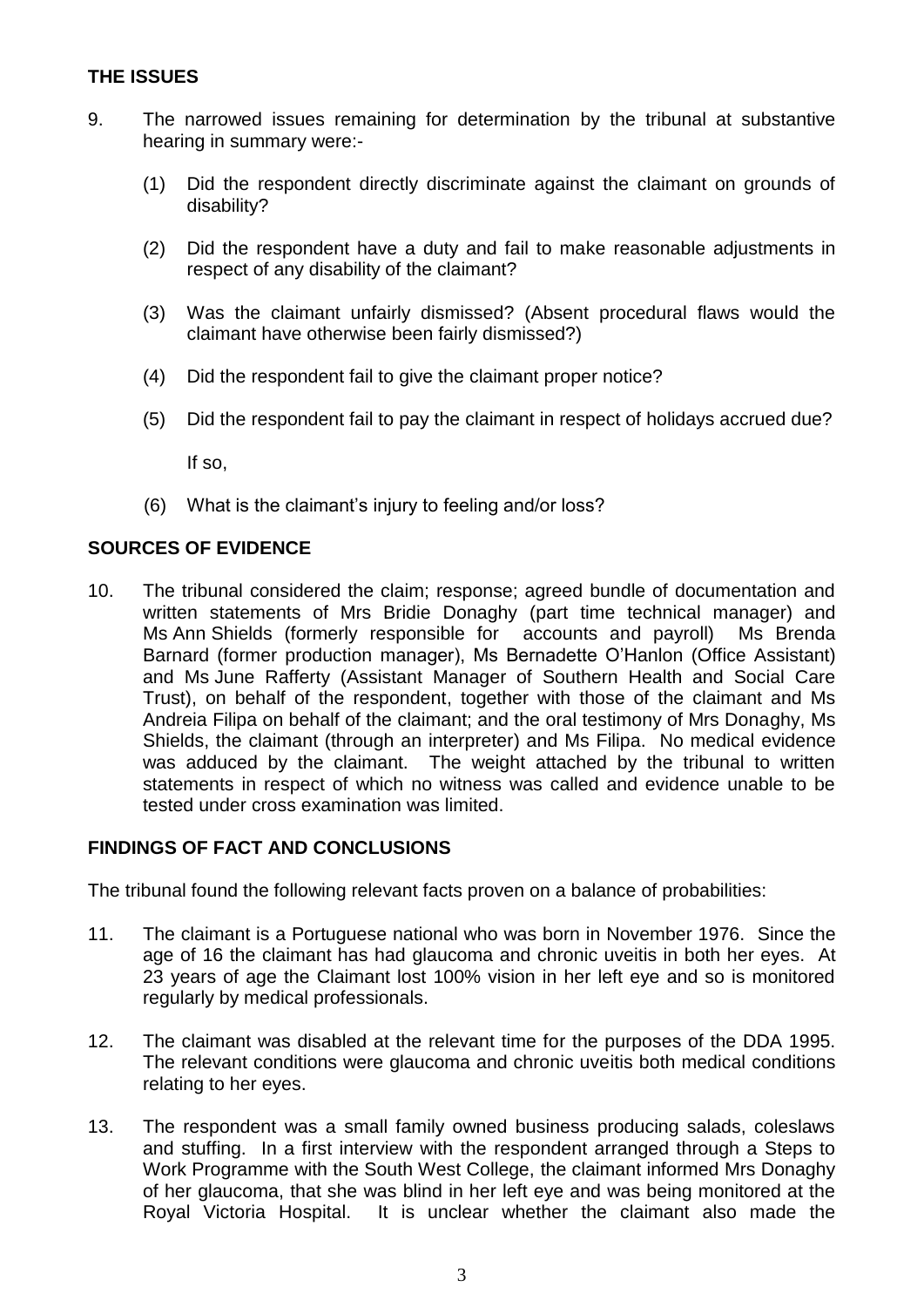## THE ISSUES

9. The narrowed issues remaining for determination by the tribunal at substantive hearing in summary were:-

   (1) Did the respondent directly discriminate against the claimant on grounds of disability?

   (2) Did the respondent have a duty and fail to make reasonable adjustments in respect of any disability of the claimant?

   (3) Was the claimant unfairly dismissed? (Absent procedural flaws would the claimant have otherwise been fairly dismissed?)

   (4) Did the respondent fail to give the claimant proper notice?

   (5) Did the respondent fail to pay the claimant in respect of holidays accrued due?

   If so,

   (6) What is the claimant's injury to feeling and/or loss?

## SOURCES OF EVIDENCE

10. The tribunal considered the claim; response; agreed bundle of documentation and written statements of Mrs Bridie Donaghy (part time technical manager) and Ms Ann Shields (formerly responsible for accounts and payroll) Ms Brenda Barnard (former production manager), Ms Bernadette O'Hanlon (Office Assistant) and Ms June Rafferty (Assistant Manager of Southern Health and Social Care Trust), on behalf of the respondent, together with those of the claimant and Ms Andreia Filipa on behalf of the claimant; and the oral testimony of Mrs Donaghy, Ms Shields, the claimant (through an interpreter) and Ms Filipa. No medical evidence was adduced by the claimant. The weight attached by the tribunal to written statements in respect of which no witness was called and evidence unable to be tested under cross examination was limited.

## FINDINGS OF FACT AND CONCLUSIONS

The tribunal found the following relevant facts proven on a balance of probabilities:

11. The claimant is a Portuguese national who was born in November 1976. Since the age of 16 the claimant has had glaucoma and chronic uveitis in both her eyes. At 23 years of age the Claimant lost 100% vision in her left eye and so is monitored regularly by medical professionals.

12. The claimant was disabled at the relevant time for the purposes of the DDA 1995. The relevant conditions were glaucoma and chronic uveitis both medical conditions relating to her eyes.

13. The respondent was a small family owned business producing salads, coleslaws and stuffing. In a first interview with the respondent arranged through a Steps to Work Programme with the South West College, the claimant informed Mrs Donaghy of her glaucoma, that she was blind in her left eye and was being monitored at the Royal Victoria Hospital. It is unclear whether the claimant also made the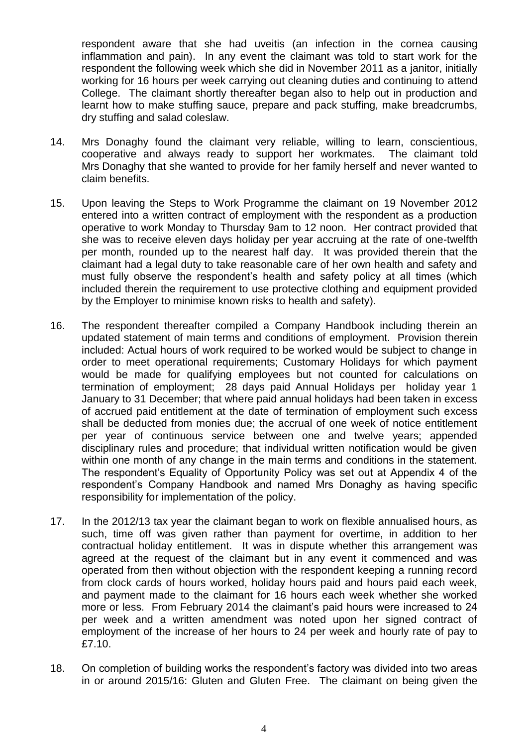respondent aware that she had uveitis (an infection in the cornea causing inflammation and pain). In any event the claimant was told to start work for the respondent the following week which she did in November 2011 as a janitor, initially working for 16 hours per week carrying out cleaning duties and continuing to attend College. The claimant shortly thereafter began also to help out in production and learnt how to make stuffing sauce, prepare and pack stuffing, make breadcrumbs, dry stuffing and salad coleslaw.

14. Mrs Donaghy found the claimant very reliable, willing to learn, conscientious, cooperative and always ready to support her workmates. The claimant told Mrs Donaghy that she wanted to provide for her family herself and never wanted to claim benefits.

15. Upon leaving the Steps to Work Programme the claimant on 19 November 2012 entered into a written contract of employment with the respondent as a production operative to work Monday to Thursday 9am to 12 noon. Her contract provided that she was to receive eleven days holiday per year accruing at the rate of one-twelfth per month, rounded up to the nearest half day. It was provided therein that the claimant had a legal duty to take reasonable care of her own health and safety and must fully observe the respondent's health and safety policy at all times (which included therein the requirement to use protective clothing and equipment provided by the Employer to minimise known risks to health and safety).

16. The respondent thereafter compiled a Company Handbook including therein an updated statement of main terms and conditions of employment. Provision therein included: Actual hours of work required to be worked would be subject to change in order to meet operational requirements; Customary Holidays for which payment would be made for qualifying employees but not counted for calculations on termination of employment; 28 days paid Annual Holidays per holiday year 1 January to 31 December; that where paid annual holidays had been taken in excess of accrued paid entitlement at the date of termination of employment such excess shall be deducted from monies due; the accrual of one week of notice entitlement per year of continuous service between one and twelve years; appended disciplinary rules and procedure; that individual written notification would be given within one month of any change in the main terms and conditions in the statement. The respondent's Equality of Opportunity Policy was set out at Appendix 4 of the respondent's Company Handbook and named Mrs Donaghy as having specific responsibility for implementation of the policy.

17. In the 2012/13 tax year the claimant began to work on flexible annualised hours, as such, time off was given rather than payment for overtime, in addition to her contractual holiday entitlement. It was in dispute whether this arrangement was agreed at the request of the claimant but in any event it commenced and was operated from then without objection with the respondent keeping a running record from clock cards of hours worked, holiday hours paid and hours paid each week, and payment made to the claimant for 16 hours each week whether she worked more or less. From February 2014 the claimant's paid hours were increased to 24 per week and a written amendment was noted upon her signed contract of employment of the increase of her hours to 24 per week and hourly rate of pay to £7.10.

18. On completion of building works the respondent's factory was divided into two areas in or around 2015/16: Gluten and Gluten Free. The claimant on being given the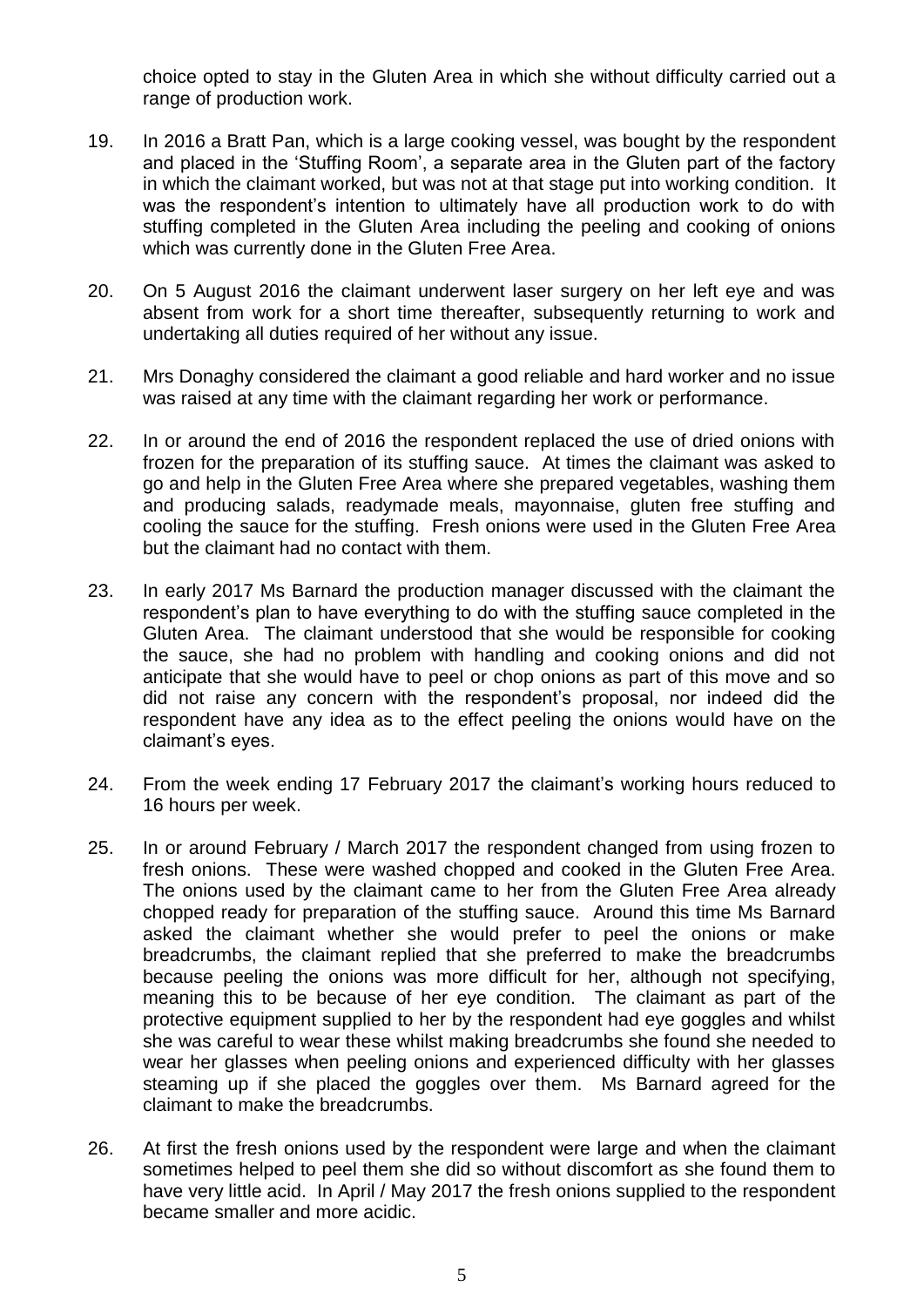choice opted to stay in the Gluten Area in which she without difficulty carried out a range of production work.

19. In 2016 a Bratt Pan, which is a large cooking vessel, was bought by the respondent and placed in the 'Stuffing Room', a separate area in the Gluten part of the factory in which the claimant worked, but was not at that stage put into working condition. It was the respondent's intention to ultimately have all production work to do with stuffing completed in the Gluten Area including the peeling and cooking of onions which was currently done in the Gluten Free Area.

20. On 5 August 2016 the claimant underwent laser surgery on her left eye and was absent from work for a short time thereafter, subsequently returning to work and undertaking all duties required of her without any issue.

21. Mrs Donaghy considered the claimant a good reliable and hard worker and no issue was raised at any time with the claimant regarding her work or performance.

22. In or around the end of 2016 the respondent replaced the use of dried onions with frozen for the preparation of its stuffing sauce. At times the claimant was asked to go and help in the Gluten Free Area where she prepared vegetables, washing them and producing salads, readymade meals, mayonnaise, gluten free stuffing and cooling the sauce for the stuffing. Fresh onions were used in the Gluten Free Area but the claimant had no contact with them.

23. In early 2017 Ms Barnard the production manager discussed with the claimant the respondent's plan to have everything to do with the stuffing sauce completed in the Gluten Area. The claimant understood that she would be responsible for cooking the sauce, she had no problem with handling and cooking onions and did not anticipate that she would have to peel or chop onions as part of this move and so did not raise any concern with the respondent's proposal, nor indeed did the respondent have any idea as to the effect peeling the onions would have on the claimant's eyes.

24. From the week ending 17 February 2017 the claimant's working hours reduced to 16 hours per week.

25. In or around February / March 2017 the respondent changed from using frozen to fresh onions. These were washed chopped and cooked in the Gluten Free Area. The onions used by the claimant came to her from the Gluten Free Area already chopped ready for preparation of the stuffing sauce. Around this time Ms Barnard asked the claimant whether she would prefer to peel the onions or make breadcrumbs, the claimant replied that she preferred to make the breadcrumbs because peeling the onions was more difficult for her, although not specifying, meaning this to be because of her eye condition. The claimant as part of the protective equipment supplied to her by the respondent had eye goggles and whilst she was careful to wear these whilst making breadcrumbs she found she needed to wear her glasses when peeling onions and experienced difficulty with her glasses steaming up if she placed the goggles over them. Ms Barnard agreed for the claimant to make the breadcrumbs.

26. At first the fresh onions used by the respondent were large and when the claimant sometimes helped to peel them she did so without discomfort as she found them to have very little acid. In April / May 2017 the fresh onions supplied to the respondent became smaller and more acidic.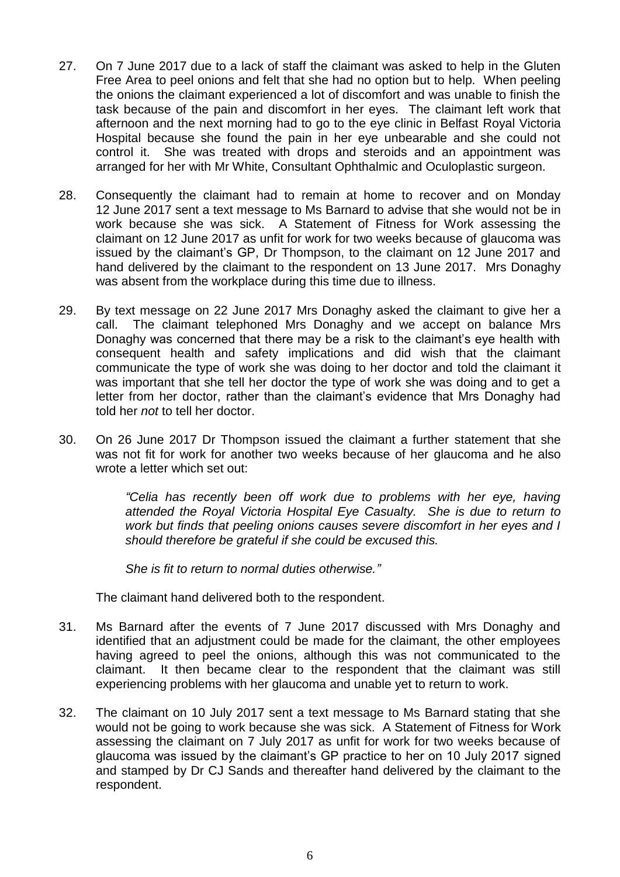27. On 7 June 2017 due to a lack of staff the claimant was asked to help in the Gluten Free Area to peel onions and felt that she had no option but to help. When peeling the onions the claimant experienced a lot of discomfort and was unable to finish the task because of the pain and discomfort in her eyes. The claimant left work that afternoon and the next morning had to go to the eye clinic in Belfast Royal Victoria Hospital because she found the pain in her eye unbearable and she could not control it. She was treated with drops and steroids and an appointment was arranged for her with Mr White, Consultant Ophthalmic and Oculoplastic surgeon.

28. Consequently the claimant had to remain at home to recover and on Monday 12 June 2017 sent a text message to Ms Barnard to advise that she would not be in work because she was sick. A Statement of Fitness for Work assessing the claimant on 12 June 2017 as unfit for work for two weeks because of glaucoma was issued by the claimant's GP, Dr Thompson, to the claimant on 12 June 2017 and hand delivered by the claimant to the respondent on 13 June 2017. Mrs Donaghy was absent from the workplace during this time due to illness.

29. By text message on 22 June 2017 Mrs Donaghy asked the claimant to give her a call. The claimant telephoned Mrs Donaghy and we accept on balance Mrs Donaghy was concerned that there may be a risk to the claimant's eye health with consequent health and safety implications and did wish that the claimant communicate the type of work she was doing to her doctor and told the claimant it was important that she tell her doctor the type of work she was doing and to get a letter from her doctor, rather than the claimant's evidence that Mrs Donaghy had told her *not* to tell her doctor.

30. On 26 June 2017 Dr Thompson issued the claimant a further statement that she was not fit for work for another two weeks because of her glaucoma and he also wrote a letter which set out:

    > *"Celia has recently been off work due to problems with her eye, having attended the Royal Victoria Hospital Eye Casualty. She is due to return to work but finds that peeling onions causes severe discomfort in her eyes and I should therefore be grateful if she could be excused this.*
    >
    > *She is fit to return to normal duties otherwise."*

    The claimant hand delivered both to the respondent.

31. Ms Barnard after the events of 7 June 2017 discussed with Mrs Donaghy and identified that an adjustment could be made for the claimant, the other employees having agreed to peel the onions, although this was not communicated to the claimant. It then became clear to the respondent that the claimant was still experiencing problems with her glaucoma and unable yet to return to work.

32. The claimant on 10 July 2017 sent a text message to Ms Barnard stating that she would not be going to work because she was sick. A Statement of Fitness for Work assessing the claimant on 7 July 2017 as unfit for work for two weeks because of glaucoma was issued by the claimant's GP practice to her on 10 July 2017 signed and stamped by Dr CJ Sands and thereafter hand delivered by the claimant to the respondent.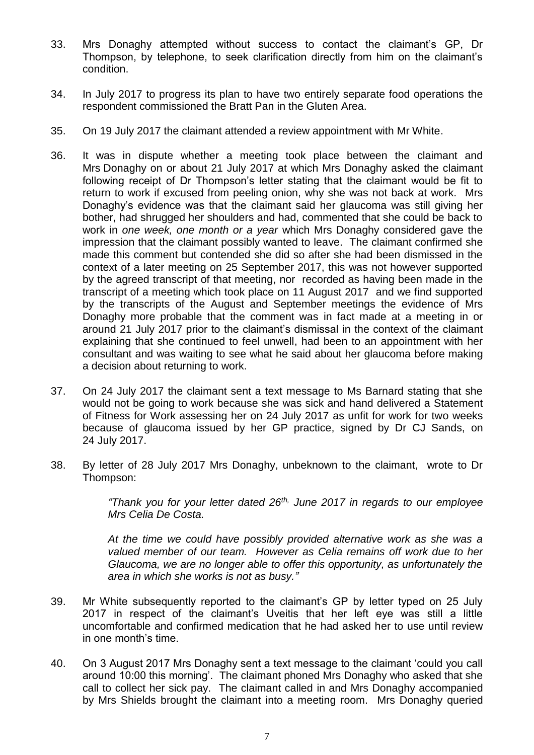33. Mrs Donaghy attempted without success to contact the claimant's GP, Dr Thompson, by telephone, to seek clarification directly from him on the claimant's condition.

34. In July 2017 to progress its plan to have two entirely separate food operations the respondent commissioned the Bratt Pan in the Gluten Area.

35. On 19 July 2017 the claimant attended a review appointment with Mr White.

36. It was in dispute whether a meeting took place between the claimant and Mrs Donaghy on or about 21 July 2017 at which Mrs Donaghy asked the claimant following receipt of Dr Thompson's letter stating that the claimant would be fit to return to work if excused from peeling onion, why she was not back at work. Mrs Donaghy's evidence was that the claimant said her glaucoma was still giving her bother, had shrugged her shoulders and had, commented that she could be back to work in *one week, one month or a year* which Mrs Donaghy considered gave the impression that the claimant possibly wanted to leave. The claimant confirmed she made this comment but contended she did so after she had been dismissed in the context of a later meeting on 25 September 2017, this was not however supported by the agreed transcript of that meeting, nor recorded as having been made in the transcript of a meeting which took place on 11 August 2017 and we find supported by the transcripts of the August and September meetings the evidence of Mrs Donaghy more probable that the comment was in fact made at a meeting in or around 21 July 2017 prior to the claimant's dismissal in the context of the claimant explaining that she continued to feel unwell, had been to an appointment with her consultant and was waiting to see what he said about her glaucoma before making a decision about returning to work.

37. On 24 July 2017 the claimant sent a text message to Ms Barnard stating that she would not be going to work because she was sick and hand delivered a Statement of Fitness for Work assessing her on 24 July 2017 as unfit for work for two weeks because of glaucoma issued by her GP practice, signed by Dr CJ Sands, on 24 July 2017.

38. By letter of 28 July 2017 Mrs Donaghy, unbeknown to the claimant, wrote to Dr Thompson:

    > *"Thank you for your letter dated 26th, June 2017 in regards to our employee Mrs Celia De Costa.*
    >
    > *At the time we could have possibly provided alternative work as she was a valued member of our team. However as Celia remains off work due to her Glaucoma, we are no longer able to offer this opportunity, as unfortunately the area in which she works is not as busy."*

39. Mr White subsequently reported to the claimant's GP by letter typed on 25 July 2017 in respect of the claimant's Uveitis that her left eye was still a little uncomfortable and confirmed medication that he had asked her to use until review in one month's time.

40. On 3 August 2017 Mrs Donaghy sent a text message to the claimant 'could you call around 10:00 this morning'. The claimant phoned Mrs Donaghy who asked that she call to collect her sick pay. The claimant called in and Mrs Donaghy accompanied by Mrs Shields brought the claimant into a meeting room. Mrs Donaghy queried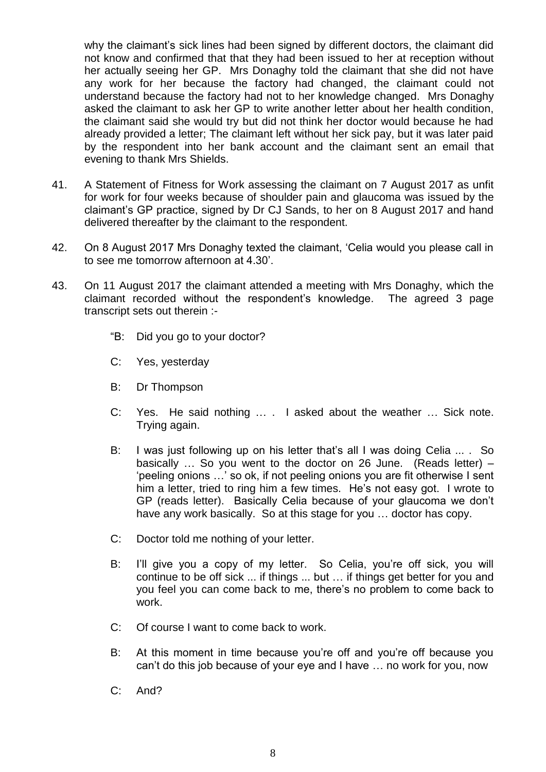why the claimant's sick lines had been signed by different doctors, the claimant did not know and confirmed that that they had been issued to her at reception without her actually seeing her GP. Mrs Donaghy told the claimant that she did not have any work for her because the factory had changed, the claimant could not understand because the factory had not to her knowledge changed. Mrs Donaghy asked the claimant to ask her GP to write another letter about her health condition, the claimant said she would try but did not think her doctor would because he had already provided a letter; The claimant left without her sick pay, but it was later paid by the respondent into her bank account and the claimant sent an email that evening to thank Mrs Shields.

41. A Statement of Fitness for Work assessing the claimant on 7 August 2017 as unfit for work for four weeks because of shoulder pain and glaucoma was issued by the claimant's GP practice, signed by Dr CJ Sands, to her on 8 August 2017 and hand delivered thereafter by the claimant to the respondent.

42. On 8 August 2017 Mrs Donaghy texted the claimant, 'Celia would you please call in to see me tomorrow afternoon at 4.30'.

43. On 11 August 2017 the claimant attended a meeting with Mrs Donaghy, which the claimant recorded without the respondent's knowledge. The agreed 3 page transcript sets out therein :-

"B: Did you go to your doctor?

C: Yes, yesterday

B: Dr Thompson

C: Yes. He said nothing … . I asked about the weather … Sick note. Trying again.

B: I was just following up on his letter that's all I was doing Celia ... . So basically … So you went to the doctor on 26 June. (Reads letter) – 'peeling onions …' so ok, if not peeling onions you are fit otherwise I sent him a letter, tried to ring him a few times. He's not easy got. I wrote to GP (reads letter). Basically Celia because of your glaucoma we don't have any work basically. So at this stage for you … doctor has copy.

C: Doctor told me nothing of your letter.

B: I'll give you a copy of my letter. So Celia, you're off sick, you will continue to be off sick ... if things ... but … if things get better for you and you feel you can come back to me, there's no problem to come back to work.

C: Of course I want to come back to work.

B: At this moment in time because you're off and you're off because you can't do this job because of your eye and I have … no work for you, now

C: And?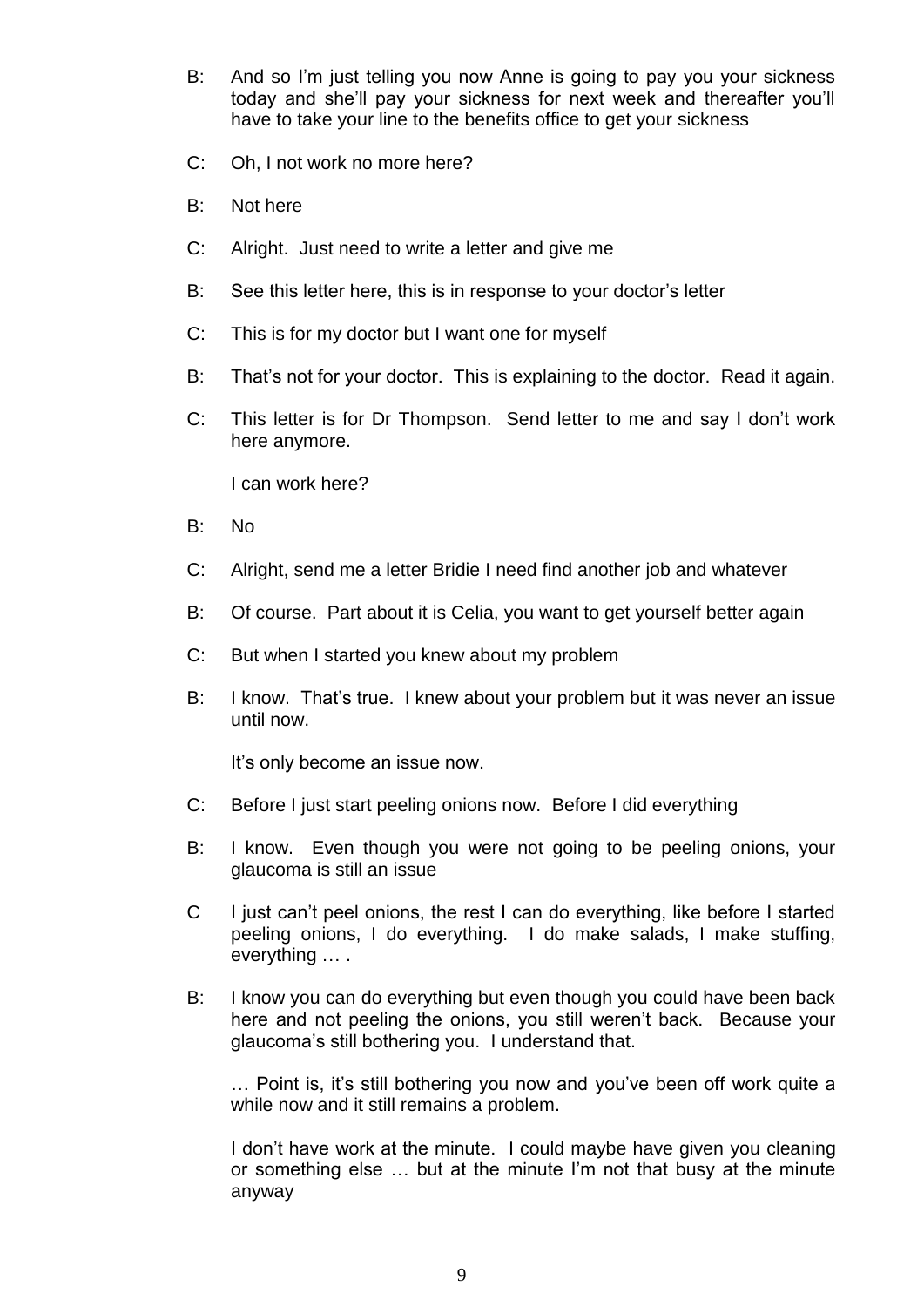B: And so I'm just telling you now Anne is going to pay you your sickness today and she'll pay your sickness for next week and thereafter you'll have to take your line to the benefits office to get your sickness

C: Oh, I not work no more here?

B: Not here

C: Alright. Just need to write a letter and give me

B: See this letter here, this is in response to your doctor's letter

C: This is for my doctor but I want one for myself

B: That's not for your doctor. This is explaining to the doctor. Read it again.

C: This letter is for Dr Thompson. Send letter to me and say I don't work here anymore.

I can work here?

B: No

C: Alright, send me a letter Bridie I need find another job and whatever

B: Of course. Part about it is Celia, you want to get yourself better again

C: But when I started you knew about my problem

B: I know. That's true. I knew about your problem but it was never an issue until now.

It's only become an issue now.

C: Before I just start peeling onions now. Before I did everything

B: I know. Even though you were not going to be peeling onions, your glaucoma is still an issue

C I just can't peel onions, the rest I can do everything, like before I started peeling onions, I do everything. I do make salads, I make stuffing, everything … .

B: I know you can do everything but even though you could have been back here and not peeling the onions, you still weren't back. Because your glaucoma's still bothering you. I understand that.

… Point is, it's still bothering you now and you've been off work quite a while now and it still remains a problem.

I don't have work at the minute. I could maybe have given you cleaning or something else … but at the minute I'm not that busy at the minute anyway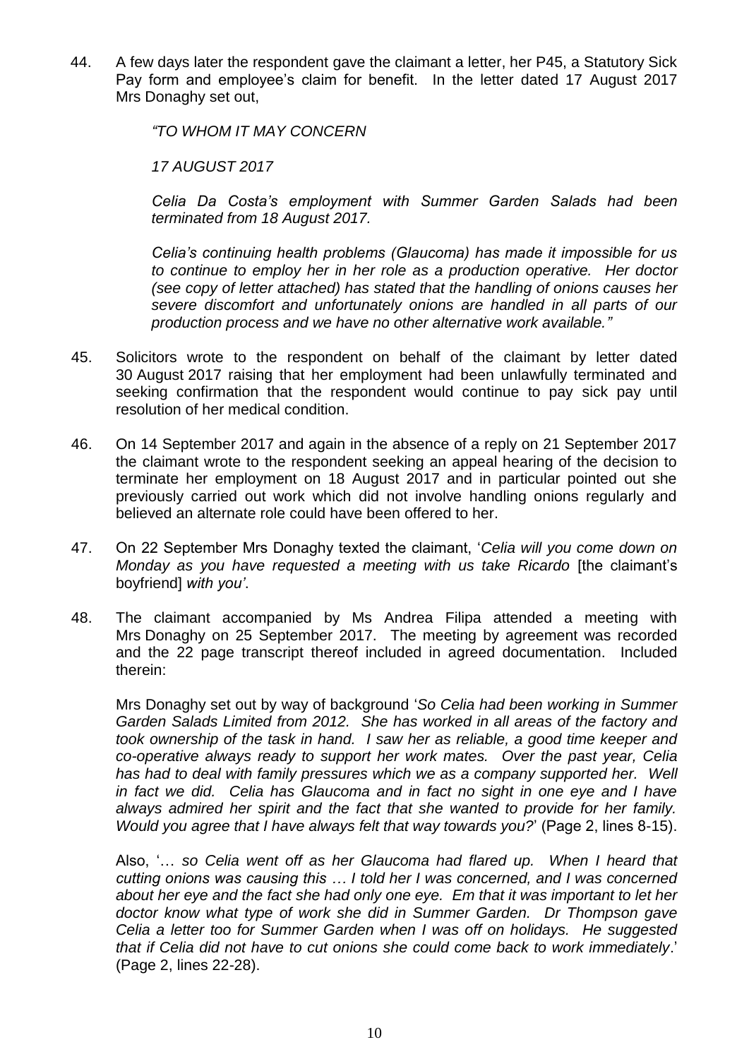44. A few days later the respondent gave the claimant a letter, her P45, a Statutory Sick Pay form and employee's claim for benefit. In the letter dated 17 August 2017 Mrs Donaghy set out,

    *"TO WHOM IT MAY CONCERN*

    *17 AUGUST 2017*

    *Celia Da Costa's employment with Summer Garden Salads had been terminated from 18 August 2017.*

    *Celia's continuing health problems (Glaucoma) has made it impossible for us to continue to employ her in her role as a production operative. Her doctor (see copy of letter attached) has stated that the handling of onions causes her severe discomfort and unfortunately onions are handled in all parts of our production process and we have no other alternative work available."*

45. Solicitors wrote to the respondent on behalf of the claimant by letter dated 30 August 2017 raising that her employment had been unlawfully terminated and seeking confirmation that the respondent would continue to pay sick pay until resolution of her medical condition.

46. On 14 September 2017 and again in the absence of a reply on 21 September 2017 the claimant wrote to the respondent seeking an appeal hearing of the decision to terminate her employment on 18 August 2017 and in particular pointed out she previously carried out work which did not involve handling onions regularly and believed an alternate role could have been offered to her.

47. On 22 September Mrs Donaghy texted the claimant, '*Celia will you come down on Monday as you have requested a meeting with us take Ricardo* [the claimant's boyfriend] *with you'*.

48. The claimant accompanied by Ms Andrea Filipa attended a meeting with Mrs Donaghy on 25 September 2017. The meeting by agreement was recorded and the 22 page transcript thereof included in agreed documentation. Included therein:

    Mrs Donaghy set out by way of background '*So Celia had been working in Summer Garden Salads Limited from 2012. She has worked in all areas of the factory and took ownership of the task in hand. I saw her as reliable, a good time keeper and co-operative always ready to support her work mates. Over the past year, Celia has had to deal with family pressures which we as a company supported her. Well in fact we did. Celia has Glaucoma and in fact no sight in one eye and I have always admired her spirit and the fact that she wanted to provide for her family. Would you agree that I have always felt that way towards you?*' (Page 2, lines 8-15).

    Also, '*… so Celia went off as her Glaucoma had flared up. When I heard that cutting onions was causing this … I told her I was concerned, and I was concerned about her eye and the fact she had only one eye. Em that it was important to let her doctor know what type of work she did in Summer Garden. Dr Thompson gave Celia a letter too for Summer Garden when I was off on holidays. He suggested that if Celia did not have to cut onions she could come back to work immediately*.' (Page 2, lines 22-28).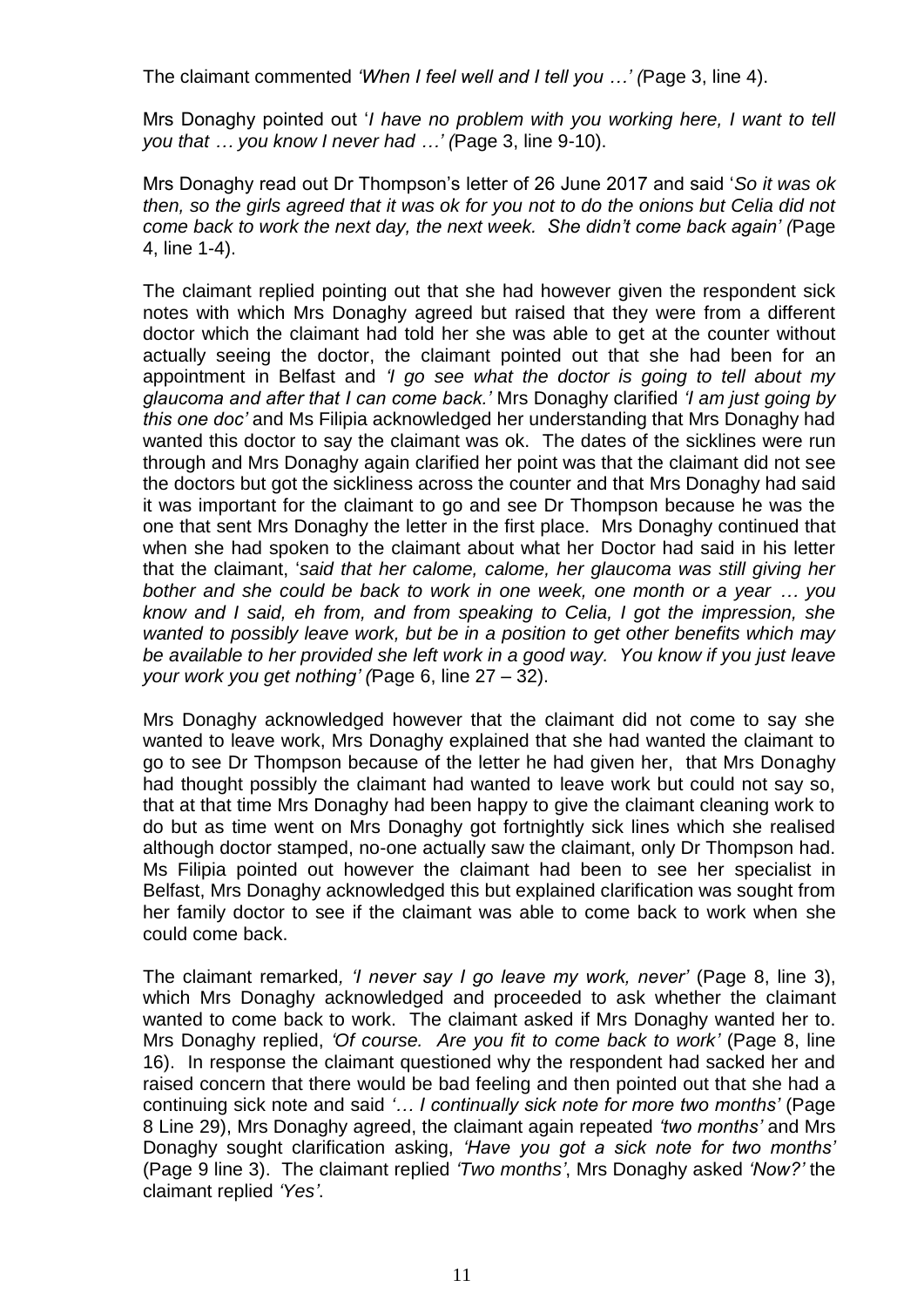The claimant commented *'When I feel well and I tell you …' (*Page 3, line 4).

Mrs Donaghy pointed out '*I have no problem with you working here, I want to tell you that … you know I never had …' (*Page 3, line 9-10).

Mrs Donaghy read out Dr Thompson's letter of 26 June 2017 and said '*So it was ok then, so the girls agreed that it was ok for you not to do the onions but Celia did not come back to work the next day, the next week. She didn't come back again' (*Page 4, line 1-4).

The claimant replied pointing out that she had however given the respondent sick notes with which Mrs Donaghy agreed but raised that they were from a different doctor which the claimant had told her she was able to get at the counter without actually seeing the doctor, the claimant pointed out that she had been for an appointment in Belfast and *'I go see what the doctor is going to tell about my glaucoma and after that I can come back.'* Mrs Donaghy clarified *'I am just going by this one doc'* and Ms Filipia acknowledged her understanding that Mrs Donaghy had wanted this doctor to say the claimant was ok. The dates of the sicklines were run through and Mrs Donaghy again clarified her point was that the claimant did not see the doctors but got the sickliness across the counter and that Mrs Donaghy had said it was important for the claimant to go and see Dr Thompson because he was the one that sent Mrs Donaghy the letter in the first place. Mrs Donaghy continued that when she had spoken to the claimant about what her Doctor had said in his letter that the claimant, '*said that her calome, calome, her glaucoma was still giving her bother and she could be back to work in one week, one month or a year … you know and I said, eh from, and from speaking to Celia, I got the impression, she wanted to possibly leave work, but be in a position to get other benefits which may be available to her provided she left work in a good way. You know if you just leave your work you get nothing' (*Page 6, line 27 – 32).

Mrs Donaghy acknowledged however that the claimant did not come to say she wanted to leave work, Mrs Donaghy explained that she had wanted the claimant to go to see Dr Thompson because of the letter he had given her, that Mrs Donaghy had thought possibly the claimant had wanted to leave work but could not say so, that at that time Mrs Donaghy had been happy to give the claimant cleaning work to do but as time went on Mrs Donaghy got fortnightly sick lines which she realised although doctor stamped, no-one actually saw the claimant, only Dr Thompson had. Ms Filipia pointed out however the claimant had been to see her specialist in Belfast, Mrs Donaghy acknowledged this but explained clarification was sought from her family doctor to see if the claimant was able to come back to work when she could come back.

The claimant remarked*, 'I never say I go leave my work, never'* (Page 8, line 3), which Mrs Donaghy acknowledged and proceeded to ask whether the claimant wanted to come back to work. The claimant asked if Mrs Donaghy wanted her to. Mrs Donaghy replied, *'Of course. Are you fit to come back to work'* (Page 8, line 16). In response the claimant questioned why the respondent had sacked her and raised concern that there would be bad feeling and then pointed out that she had a continuing sick note and said *'… I continually sick note for more two months'* (Page 8 Line 29), Mrs Donaghy agreed, the claimant again repeated *'two months'* and Mrs Donaghy sought clarification asking, *'Have you got a sick note for two months'* (Page 9 line 3). The claimant replied *'Two months'*, Mrs Donaghy asked *'Now?'* the claimant replied *'Yes'*.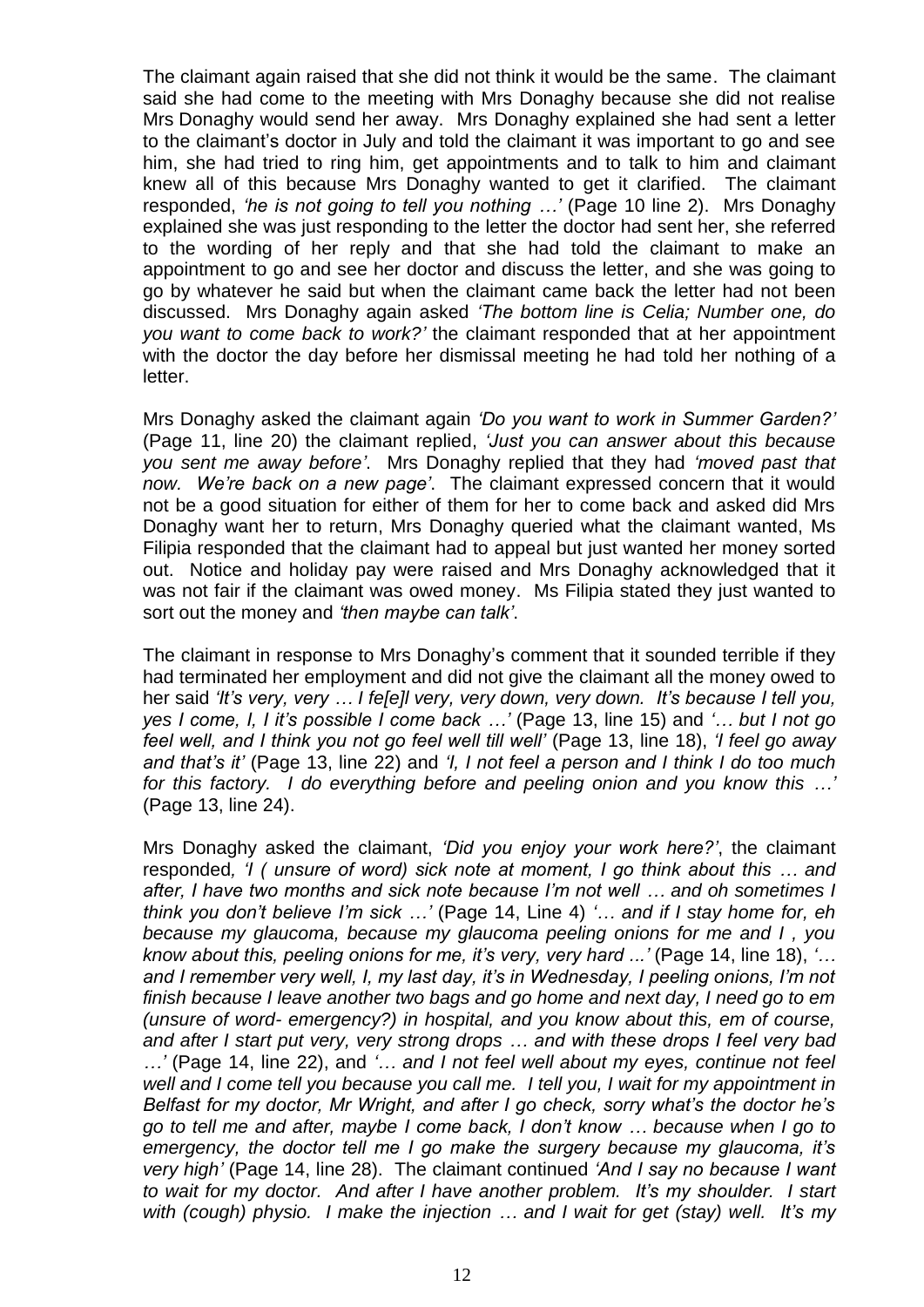The claimant again raised that she did not think it would be the same. The claimant said she had come to the meeting with Mrs Donaghy because she did not realise Mrs Donaghy would send her away. Mrs Donaghy explained she had sent a letter to the claimant's doctor in July and told the claimant it was important to go and see him, she had tried to ring him, get appointments and to talk to him and claimant knew all of this because Mrs Donaghy wanted to get it clarified. The claimant responded, *'he is not going to tell you nothing …'* (Page 10 line 2). Mrs Donaghy explained she was just responding to the letter the doctor had sent her, she referred to the wording of her reply and that she had told the claimant to make an appointment to go and see her doctor and discuss the letter, and she was going to go by whatever he said but when the claimant came back the letter had not been discussed. Mrs Donaghy again asked *'The bottom line is Celia; Number one, do you want to come back to work?'* the claimant responded that at her appointment with the doctor the day before her dismissal meeting he had told her nothing of a letter.

Mrs Donaghy asked the claimant again *'Do you want to work in Summer Garden?'* (Page 11, line 20) the claimant replied, *'Just you can answer about this because you sent me away before'*. Mrs Donaghy replied that they had *'moved past that now. We're back on a new page'*. The claimant expressed concern that it would not be a good situation for either of them for her to come back and asked did Mrs Donaghy want her to return, Mrs Donaghy queried what the claimant wanted, Ms Filipia responded that the claimant had to appeal but just wanted her money sorted out. Notice and holiday pay were raised and Mrs Donaghy acknowledged that it was not fair if the claimant was owed money. Ms Filipia stated they just wanted to sort out the money and *'then maybe can talk'*.

The claimant in response to Mrs Donaghy's comment that it sounded terrible if they had terminated her employment and did not give the claimant all the money owed to her said *'It's very, very … I fe[e]l very, very down, very down. It's because I tell you, yes I come, I, I it's possible I come back …'* (Page 13, line 15) and *'… but I not go feel well, and I think you not go feel well till well'* (Page 13, line 18), *'I feel go away and that's it'* (Page 13, line 22) and *'I, I not feel a person and I think I do too much for this factory. I do everything before and peeling onion and you know this …'* (Page 13, line 24).

Mrs Donaghy asked the claimant, *'Did you enjoy your work here?'*, the claimant responded*, 'I ( unsure of word) sick note at moment, I go think about this … and after, I have two months and sick note because I'm not well … and oh sometimes I think you don't believe I'm sick …'* (Page 14, Line 4) *'… and if I stay home for, eh because my glaucoma, because my glaucoma peeling onions for me and I , you know about this, peeling onions for me, it's very, very hard ...'* (Page 14, line 18), *'… and I remember very well, I, my last day, it's in Wednesday, I peeling onions, I'm not finish because I leave another two bags and go home and next day, I need go to em (unsure of word- emergency?) in hospital, and you know about this, em of course, and after I start put very, very strong drops … and with these drops I feel very bad …'* (Page 14, line 22), and *'… and I not feel well about my eyes, continue not feel well and I come tell you because you call me. I tell you, I wait for my appointment in Belfast for my doctor, Mr Wright, and after I go check, sorry what's the doctor he's go to tell me and after, maybe I come back, I don't know … because when I go to emergency, the doctor tell me I go make the surgery because my glaucoma, it's very high'* (Page 14, line 28). The claimant continued *'And I say no because I want to wait for my doctor. And after I have another problem. It's my shoulder. I start with (cough) physio. I make the injection … and I wait for get (stay) well. It's my*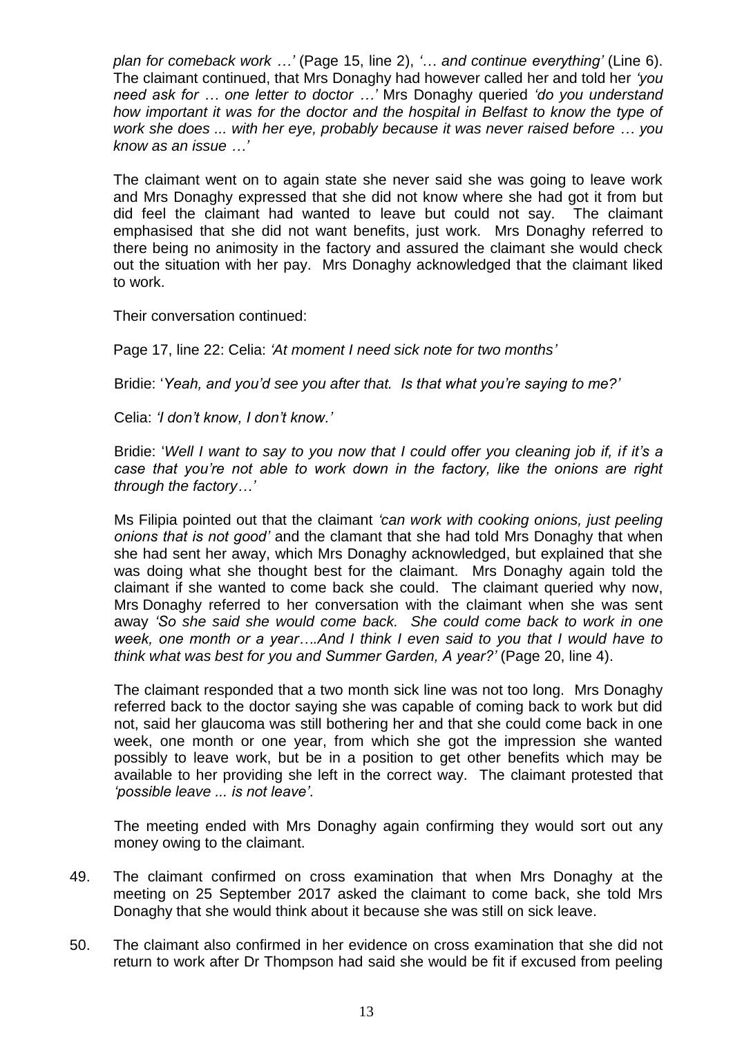*plan for comeback work …'* (Page 15, line 2), *'… and continue everything'* (Line 6). The claimant continued, that Mrs Donaghy had however called her and told her *'you need ask for … one letter to doctor …'* Mrs Donaghy queried *'do you understand how important it was for the doctor and the hospital in Belfast to know the type of work she does ... with her eye, probably because it was never raised before … you know as an issue …'*

The claimant went on to again state she never said she was going to leave work and Mrs Donaghy expressed that she did not know where she had got it from but did feel the claimant had wanted to leave but could not say. The claimant emphasised that she did not want benefits, just work. Mrs Donaghy referred to there being no animosity in the factory and assured the claimant she would check out the situation with her pay. Mrs Donaghy acknowledged that the claimant liked to work.

Their conversation continued:

Page 17, line 22: Celia: *'At moment I need sick note for two months'*

Bridie: '*Yeah, and you'd see you after that. Is that what you're saying to me?'*

Celia: *'I don't know, I don't know.'*

Bridie: '*Well I want to say to you now that I could offer you cleaning job if, if it's a case that you're not able to work down in the factory, like the onions are right through the factory…'*

Ms Filipia pointed out that the claimant *'can work with cooking onions, just peeling onions that is not good'* and the clamant that she had told Mrs Donaghy that when she had sent her away, which Mrs Donaghy acknowledged, but explained that she was doing what she thought best for the claimant. Mrs Donaghy again told the claimant if she wanted to come back she could. The claimant queried why now, Mrs Donaghy referred to her conversation with the claimant when she was sent away *'So she said she would come back. She could come back to work in one week, one month or a year….And I think I even said to you that I would have to think what was best for you and Summer Garden, A year?'* (Page 20, line 4).

The claimant responded that a two month sick line was not too long. Mrs Donaghy referred back to the doctor saying she was capable of coming back to work but did not, said her glaucoma was still bothering her and that she could come back in one week, one month or one year, from which she got the impression she wanted possibly to leave work, but be in a position to get other benefits which may be available to her providing she left in the correct way. The claimant protested that *'possible leave ... is not leave'*.

The meeting ended with Mrs Donaghy again confirming they would sort out any money owing to the claimant.

49. The claimant confirmed on cross examination that when Mrs Donaghy at the meeting on 25 September 2017 asked the claimant to come back, she told Mrs Donaghy that she would think about it because she was still on sick leave.

50. The claimant also confirmed in her evidence on cross examination that she did not return to work after Dr Thompson had said she would be fit if excused from peeling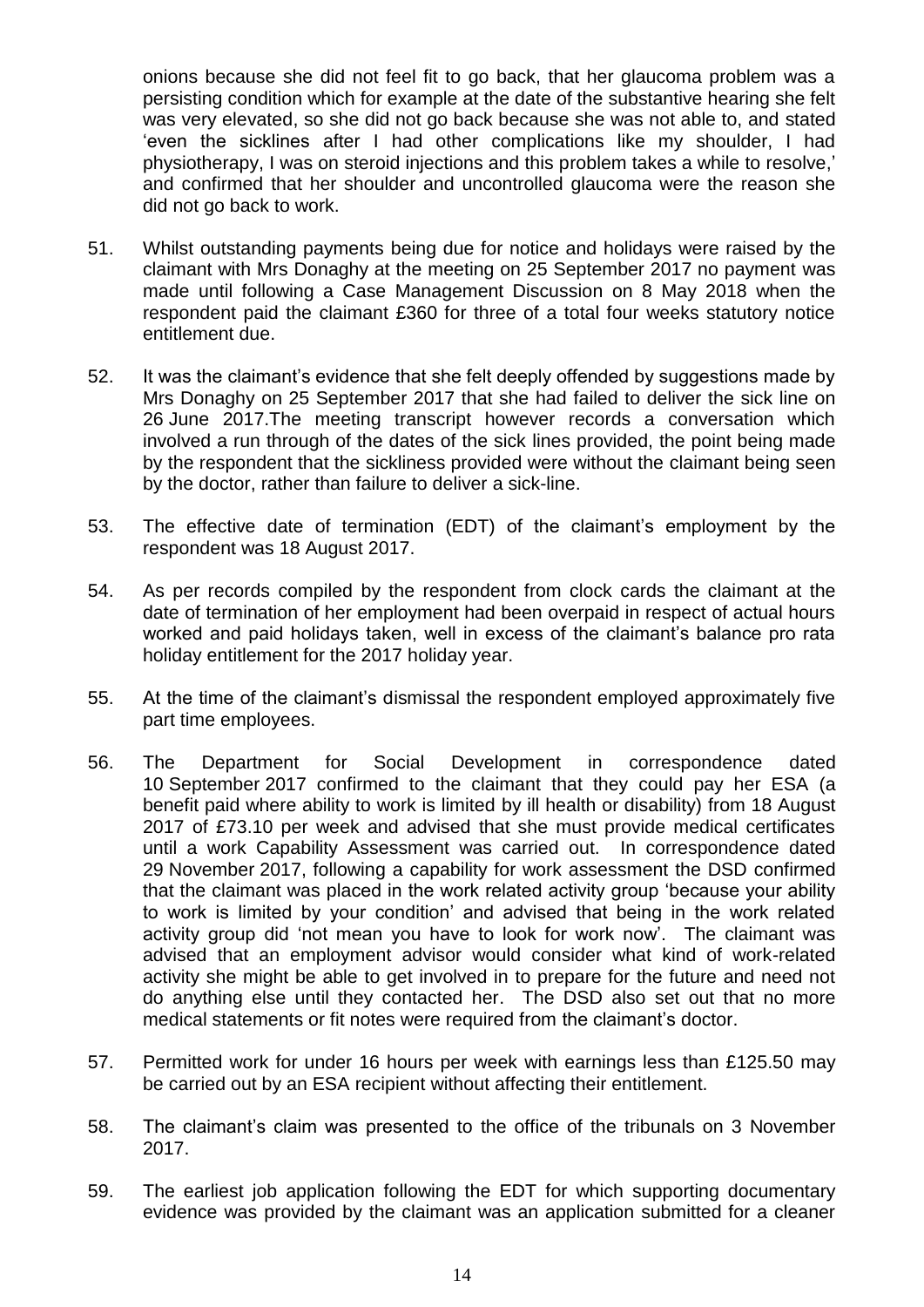onions because she did not feel fit to go back, that her glaucoma problem was a persisting condition which for example at the date of the substantive hearing she felt was very elevated, so she did not go back because she was not able to, and stated 'even the sicklines after I had other complications like my shoulder, I had physiotherapy, I was on steroid injections and this problem takes a while to resolve,' and confirmed that her shoulder and uncontrolled glaucoma were the reason she did not go back to work.

51. Whilst outstanding payments being due for notice and holidays were raised by the claimant with Mrs Donaghy at the meeting on 25 September 2017 no payment was made until following a Case Management Discussion on 8 May 2018 when the respondent paid the claimant £360 for three of a total four weeks statutory notice entitlement due.

52. It was the claimant's evidence that she felt deeply offended by suggestions made by Mrs Donaghy on 25 September 2017 that she had failed to deliver the sick line on 26 June 2017.The meeting transcript however records a conversation which involved a run through of the dates of the sick lines provided, the point being made by the respondent that the sickliness provided were without the claimant being seen by the doctor, rather than failure to deliver a sick-line.

53. The effective date of termination (EDT) of the claimant's employment by the respondent was 18 August 2017.

54. As per records compiled by the respondent from clock cards the claimant at the date of termination of her employment had been overpaid in respect of actual hours worked and paid holidays taken, well in excess of the claimant's balance pro rata holiday entitlement for the 2017 holiday year.

55. At the time of the claimant's dismissal the respondent employed approximately five part time employees.

56. The Department for Social Development in correspondence dated 10 September 2017 confirmed to the claimant that they could pay her ESA (a benefit paid where ability to work is limited by ill health or disability) from 18 August 2017 of £73.10 per week and advised that she must provide medical certificates until a work Capability Assessment was carried out. In correspondence dated 29 November 2017, following a capability for work assessment the DSD confirmed that the claimant was placed in the work related activity group 'because your ability to work is limited by your condition' and advised that being in the work related activity group did 'not mean you have to look for work now'. The claimant was advised that an employment advisor would consider what kind of work-related activity she might be able to get involved in to prepare for the future and need not do anything else until they contacted her. The DSD also set out that no more medical statements or fit notes were required from the claimant's doctor.

57. Permitted work for under 16 hours per week with earnings less than £125.50 may be carried out by an ESA recipient without affecting their entitlement.

58. The claimant's claim was presented to the office of the tribunals on 3 November 2017.

59. The earliest job application following the EDT for which supporting documentary evidence was provided by the claimant was an application submitted for a cleaner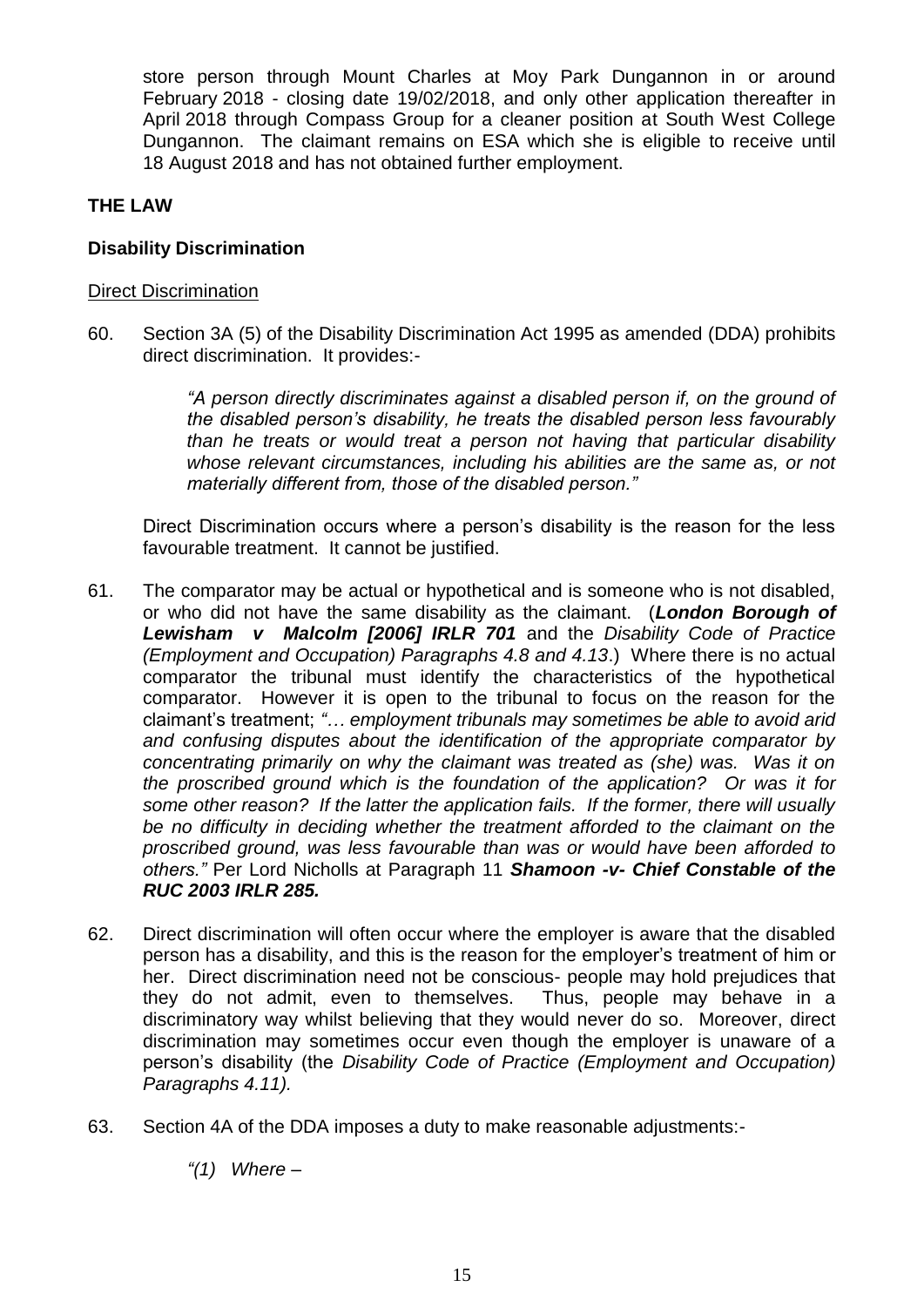store person through Mount Charles at Moy Park Dungannon in or around February 2018 - closing date 19/02/2018, and only other application thereafter in April 2018 through Compass Group for a cleaner position at South West College Dungannon. The claimant remains on ESA which she is eligible to receive until 18 August 2018 and has not obtained further employment.

## THE LAW

### Disability Discrimination

Direct Discrimination

60. Section 3A (5) of the Disability Discrimination Act 1995 as amended (DDA) prohibits direct discrimination. It provides:-

    *"A person directly discriminates against a disabled person if, on the ground of the disabled person's disability, he treats the disabled person less favourably than he treats or would treat a person not having that particular disability whose relevant circumstances, including his abilities are the same as, or not materially different from, those of the disabled person."*

    Direct Discrimination occurs where a person's disability is the reason for the less favourable treatment. It cannot be justified.

61. The comparator may be actual or hypothetical and is someone who is not disabled, or who did not have the same disability as the claimant. (***London Borough of Lewisham v Malcolm [2006] IRLR 701*** and the *Disability Code of Practice (Employment and Occupation) Paragraphs 4.8 and 4.13*.) Where there is no actual comparator the tribunal must identify the characteristics of the hypothetical comparator. However it is open to the tribunal to focus on the reason for the claimant's treatment; *"… employment tribunals may sometimes be able to avoid arid and confusing disputes about the identification of the appropriate comparator by concentrating primarily on why the claimant was treated as (she) was. Was it on the proscribed ground which is the foundation of the application? Or was it for some other reason? If the latter the application fails. If the former, there will usually be no difficulty in deciding whether the treatment afforded to the claimant on the proscribed ground, was less favourable than was or would have been afforded to others."* Per Lord Nicholls at Paragraph 11 ***Shamoon -v- Chief Constable of the RUC 2003 IRLR 285.***

62. Direct discrimination will often occur where the employer is aware that the disabled person has a disability, and this is the reason for the employer's treatment of him or her. Direct discrimination need not be conscious- people may hold prejudices that they do not admit, even to themselves. Thus, people may behave in a discriminatory way whilst believing that they would never do so. Moreover, direct discrimination may sometimes occur even though the employer is unaware of a person's disability (the *Disability Code of Practice (Employment and Occupation) Paragraphs 4.11).*

63. Section 4A of the DDA imposes a duty to make reasonable adjustments:-

    *"(1) Where –*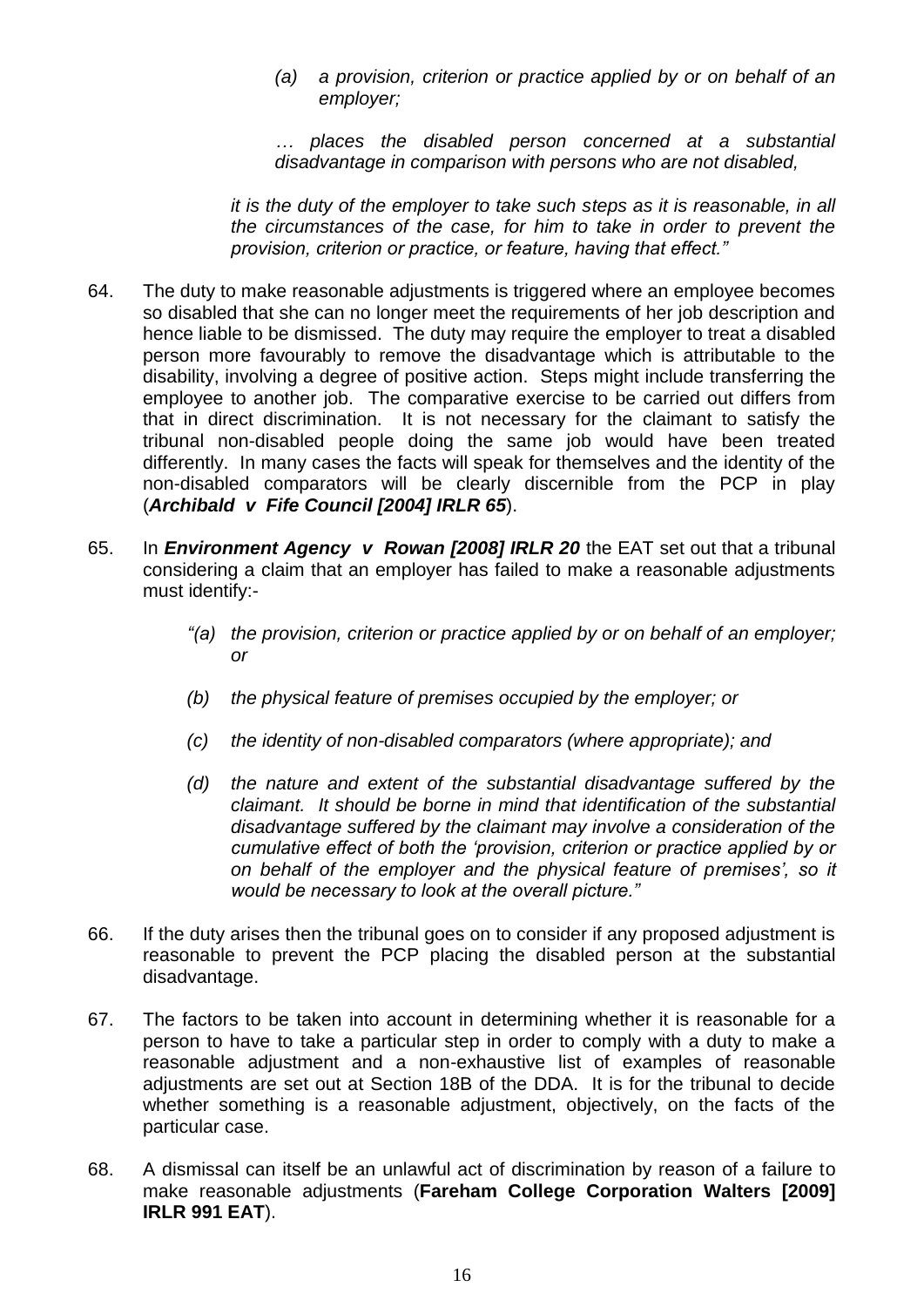> *(a) a provision, criterion or practice applied by or on behalf of an employer;*
>
> *… places the disabled person concerned at a substantial disadvantage in comparison with persons who are not disabled,*
>
> *it is the duty of the employer to take such steps as it is reasonable, in all the circumstances of the case, for him to take in order to prevent the provision, criterion or practice, or feature, having that effect."*

64. The duty to make reasonable adjustments is triggered where an employee becomes so disabled that she can no longer meet the requirements of her job description and hence liable to be dismissed. The duty may require the employer to treat a disabled person more favourably to remove the disadvantage which is attributable to the disability, involving a degree of positive action. Steps might include transferring the employee to another job. The comparative exercise to be carried out differs from that in direct discrimination. It is not necessary for the claimant to satisfy the tribunal non-disabled people doing the same job would have been treated differently. In many cases the facts will speak for themselves and the identity of the non-disabled comparators will be clearly discernible from the PCP in play (***Archibald v Fife Council [2004] IRLR 65***).

65. In ***Environment Agency v Rowan [2008] IRLR 20*** the EAT set out that a tribunal considering a claim that an employer has failed to make a reasonable adjustments must identify:-

    *"(a) the provision, criterion or practice applied by or on behalf of an employer; or*

    *(b) the physical feature of premises occupied by the employer; or*

    *(c) the identity of non-disabled comparators (where appropriate); and*

    *(d) the nature and extent of the substantial disadvantage suffered by the claimant. It should be borne in mind that identification of the substantial disadvantage suffered by the claimant may involve a consideration of the cumulative effect of both the 'provision, criterion or practice applied by or on behalf of the employer and the physical feature of premises', so it would be necessary to look at the overall picture."*

66. If the duty arises then the tribunal goes on to consider if any proposed adjustment is reasonable to prevent the PCP placing the disabled person at the substantial disadvantage.

67. The factors to be taken into account in determining whether it is reasonable for a person to have to take a particular step in order to comply with a duty to make a reasonable adjustment and a non-exhaustive list of examples of reasonable adjustments are set out at Section 18B of the DDA. It is for the tribunal to decide whether something is a reasonable adjustment, objectively, on the facts of the particular case.

68. A dismissal can itself be an unlawful act of discrimination by reason of a failure to make reasonable adjustments (**Fareham College Corporation Walters [2009] IRLR 991 EAT**).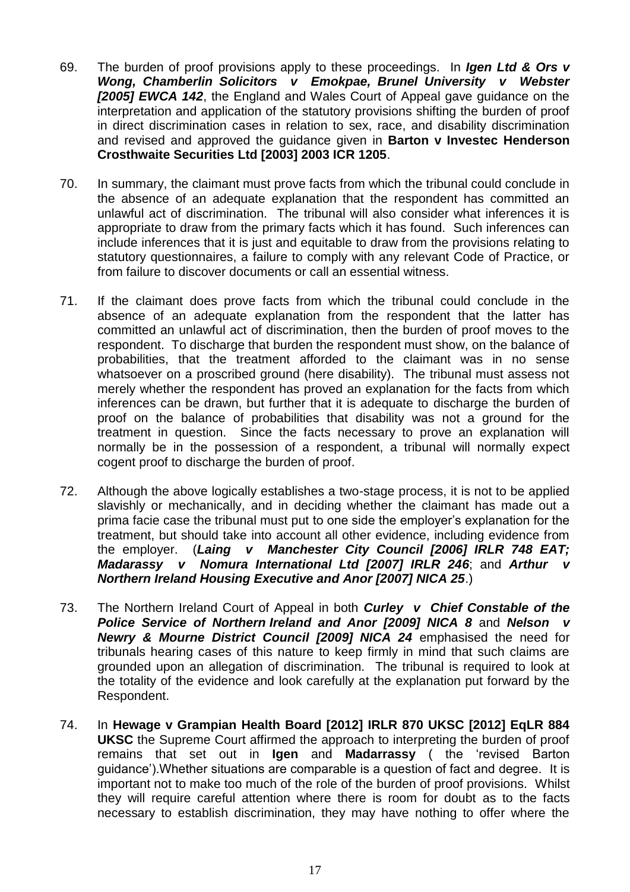69. The burden of proof provisions apply to these proceedings. In ***Igen Ltd & Ors v Wong, Chamberlin Solicitors v Emokpae, Brunel University v Webster [2005] EWCA 142***, the England and Wales Court of Appeal gave guidance on the interpretation and application of the statutory provisions shifting the burden of proof in direct discrimination cases in relation to sex, race, and disability discrimination and revised and approved the guidance given in **Barton v Investec Henderson Crosthwaite Securities Ltd [2003] 2003 ICR 1205**.

70. In summary, the claimant must prove facts from which the tribunal could conclude in the absence of an adequate explanation that the respondent has committed an unlawful act of discrimination. The tribunal will also consider what inferences it is appropriate to draw from the primary facts which it has found. Such inferences can include inferences that it is just and equitable to draw from the provisions relating to statutory questionnaires, a failure to comply with any relevant Code of Practice, or from failure to discover documents or call an essential witness.

71. If the claimant does prove facts from which the tribunal could conclude in the absence of an adequate explanation from the respondent that the latter has committed an unlawful act of discrimination, then the burden of proof moves to the respondent. To discharge that burden the respondent must show, on the balance of probabilities, that the treatment afforded to the claimant was in no sense whatsoever on a proscribed ground (here disability). The tribunal must assess not merely whether the respondent has proved an explanation for the facts from which inferences can be drawn, but further that it is adequate to discharge the burden of proof on the balance of probabilities that disability was not a ground for the treatment in question. Since the facts necessary to prove an explanation will normally be in the possession of a respondent, a tribunal will normally expect cogent proof to discharge the burden of proof.

72. Although the above logically establishes a two-stage process, it is not to be applied slavishly or mechanically, and in deciding whether the claimant has made out a prima facie case the tribunal must put to one side the employer's explanation for the treatment, but should take into account all other evidence, including evidence from the employer. (***Laing v Manchester City Council [2006] IRLR 748 EAT; Madarassy v Nomura International Ltd [2007] IRLR 246***; and ***Arthur v Northern Ireland Housing Executive and Anor [2007] NICA 25***.)

73. The Northern Ireland Court of Appeal in both ***Curley v Chief Constable of the Police Service of Northern Ireland and Anor [2009] NICA 8*** and ***Nelson v Newry & Mourne District Council [2009] NICA 24*** emphasised the need for tribunals hearing cases of this nature to keep firmly in mind that such claims are grounded upon an allegation of discrimination. The tribunal is required to look at the totality of the evidence and look carefully at the explanation put forward by the Respondent.

74. In **Hewage v Grampian Health Board [2012] IRLR 870 UKSC [2012] EqLR 884 UKSC** the Supreme Court affirmed the approach to interpreting the burden of proof remains that set out in **Igen** and **Madarrassy** ( the 'revised Barton guidance').Whether situations are comparable is a question of fact and degree. It is important not to make too much of the role of the burden of proof provisions. Whilst they will require careful attention where there is room for doubt as to the facts necessary to establish discrimination, they may have nothing to offer where the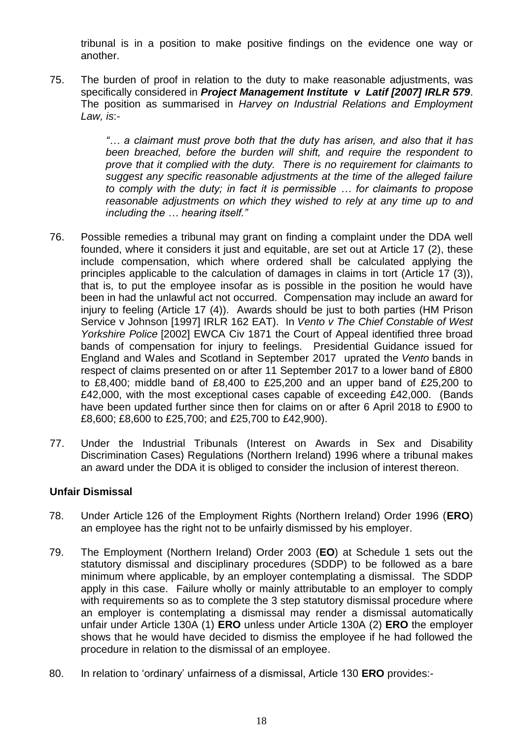tribunal is in a position to make positive findings on the evidence one way or another.

75. The burden of proof in relation to the duty to make reasonable adjustments, was specifically considered in ***Project Management Institute v Latif [2007] IRLR 579***. The position as summarised in *Harvey on Industrial Relations and Employment Law, is*:-

> *"… a claimant must prove both that the duty has arisen, and also that it has been breached, before the burden will shift, and require the respondent to prove that it complied with the duty. There is no requirement for claimants to suggest any specific reasonable adjustments at the time of the alleged failure to comply with the duty; in fact it is permissible … for claimants to propose reasonable adjustments on which they wished to rely at any time up to and including the … hearing itself."*

76. Possible remedies a tribunal may grant on finding a complaint under the DDA well founded, where it considers it just and equitable, are set out at Article 17 (2), these include compensation, which where ordered shall be calculated applying the principles applicable to the calculation of damages in claims in tort (Article 17 (3)), that is, to put the employee insofar as is possible in the position he would have been in had the unlawful act not occurred. Compensation may include an award for injury to feeling (Article 17 (4)). Awards should be just to both parties (HM Prison Service v Johnson [1997] IRLR 162 EAT). In *Vento v The Chief Constable of West Yorkshire Police* [2002] EWCA Civ 1871 the Court of Appeal identified three broad bands of compensation for injury to feelings. Presidential Guidance issued for England and Wales and Scotland in September 2017 uprated the *Vento* bands in respect of claims presented on or after 11 September 2017 to a lower band of £800 to £8,400; middle band of £8,400 to £25,200 and an upper band of £25,200 to £42,000, with the most exceptional cases capable of exceeding £42,000. (Bands have been updated further since then for claims on or after 6 April 2018 to £900 to £8,600; £8,600 to £25,700; and £25,700 to £42,900).

77. Under the Industrial Tribunals (Interest on Awards in Sex and Disability Discrimination Cases) Regulations (Northern Ireland) 1996 where a tribunal makes an award under the DDA it is obliged to consider the inclusion of interest thereon.

**Unfair Dismissal**

78. Under Article 126 of the Employment Rights (Northern Ireland) Order 1996 (**ERO**) an employee has the right not to be unfairly dismissed by his employer.

79. The Employment (Northern Ireland) Order 2003 (**EO**) at Schedule 1 sets out the statutory dismissal and disciplinary procedures (SDDP) to be followed as a bare minimum where applicable, by an employer contemplating a dismissal. The SDDP apply in this case. Failure wholly or mainly attributable to an employer to comply with requirements so as to complete the 3 step statutory dismissal procedure where an employer is contemplating a dismissal may render a dismissal automatically unfair under Article 130A (1) **ERO** unless under Article 130A (2) **ERO** the employer shows that he would have decided to dismiss the employee if he had followed the procedure in relation to the dismissal of an employee.

80. In relation to 'ordinary' unfairness of a dismissal, Article 130 **ERO** provides:-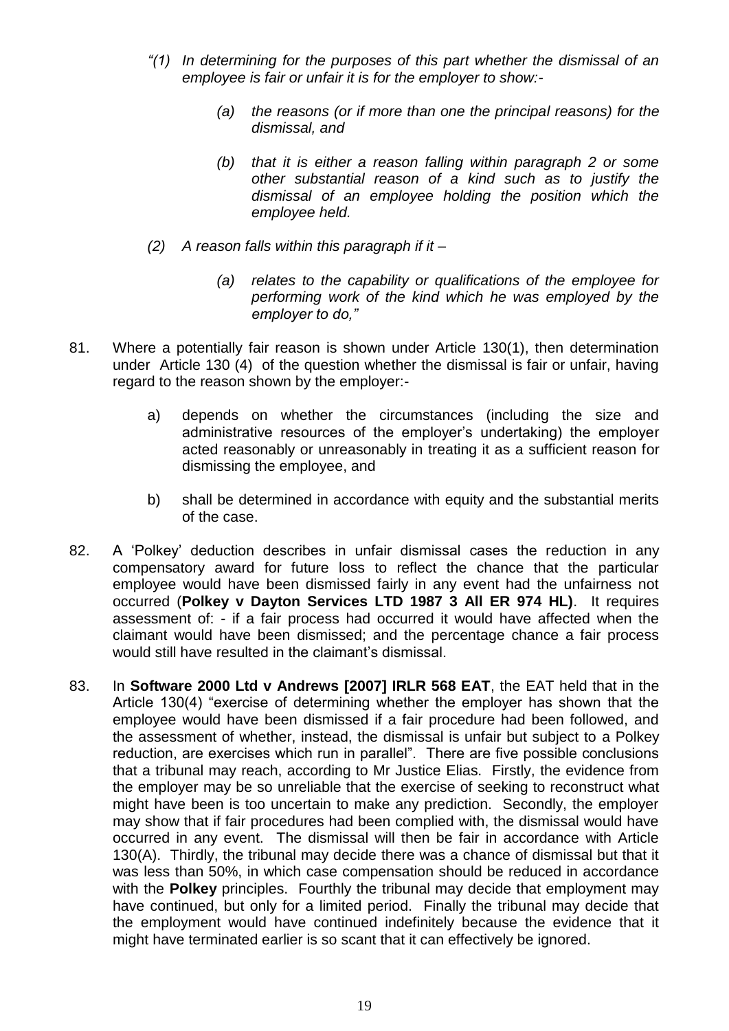> *"(1) In determining for the purposes of this part whether the dismissal of an employee is fair or unfair it is for the employer to show:-*
>
> > *(a) the reasons (or if more than one the principal reasons) for the dismissal, and*
> >
> > *(b) that it is either a reason falling within paragraph 2 or some other substantial reason of a kind such as to justify the dismissal of an employee holding the position which the employee held.*
>
> *(2) A reason falls within this paragraph if it –*
>
> > *(a) relates to the capability or qualifications of the employee for performing work of the kind which he was employed by the employer to do,"*

81. Where a potentially fair reason is shown under Article 130(1), then determination under Article 130 (4) of the question whether the dismissal is fair or unfair, having regard to the reason shown by the employer:-

    a) depends on whether the circumstances (including the size and administrative resources of the employer's undertaking) the employer acted reasonably or unreasonably in treating it as a sufficient reason for dismissing the employee, and

    b) shall be determined in accordance with equity and the substantial merits of the case.

82. A 'Polkey' deduction describes in unfair dismissal cases the reduction in any compensatory award for future loss to reflect the chance that the particular employee would have been dismissed fairly in any event had the unfairness not occurred (**Polkey v Dayton Services LTD 1987 3 All ER 974 HL)**. It requires assessment of: - if a fair process had occurred it would have affected when the claimant would have been dismissed; and the percentage chance a fair process would still have resulted in the claimant's dismissal.

83. In **Software 2000 Ltd v Andrews [2007] IRLR 568 EAT**, the EAT held that in the Article 130(4) "exercise of determining whether the employer has shown that the employee would have been dismissed if a fair procedure had been followed, and the assessment of whether, instead, the dismissal is unfair but subject to a Polkey reduction, are exercises which run in parallel". There are five possible conclusions that a tribunal may reach, according to Mr Justice Elias. Firstly, the evidence from the employer may be so unreliable that the exercise of seeking to reconstruct what might have been is too uncertain to make any prediction. Secondly, the employer may show that if fair procedures had been complied with, the dismissal would have occurred in any event. The dismissal will then be fair in accordance with Article 130(A). Thirdly, the tribunal may decide there was a chance of dismissal but that it was less than 50%, in which case compensation should be reduced in accordance with the **Polkey** principles. Fourthly the tribunal may decide that employment may have continued, but only for a limited period. Finally the tribunal may decide that the employment would have continued indefinitely because the evidence that it might have terminated earlier is so scant that it can effectively be ignored.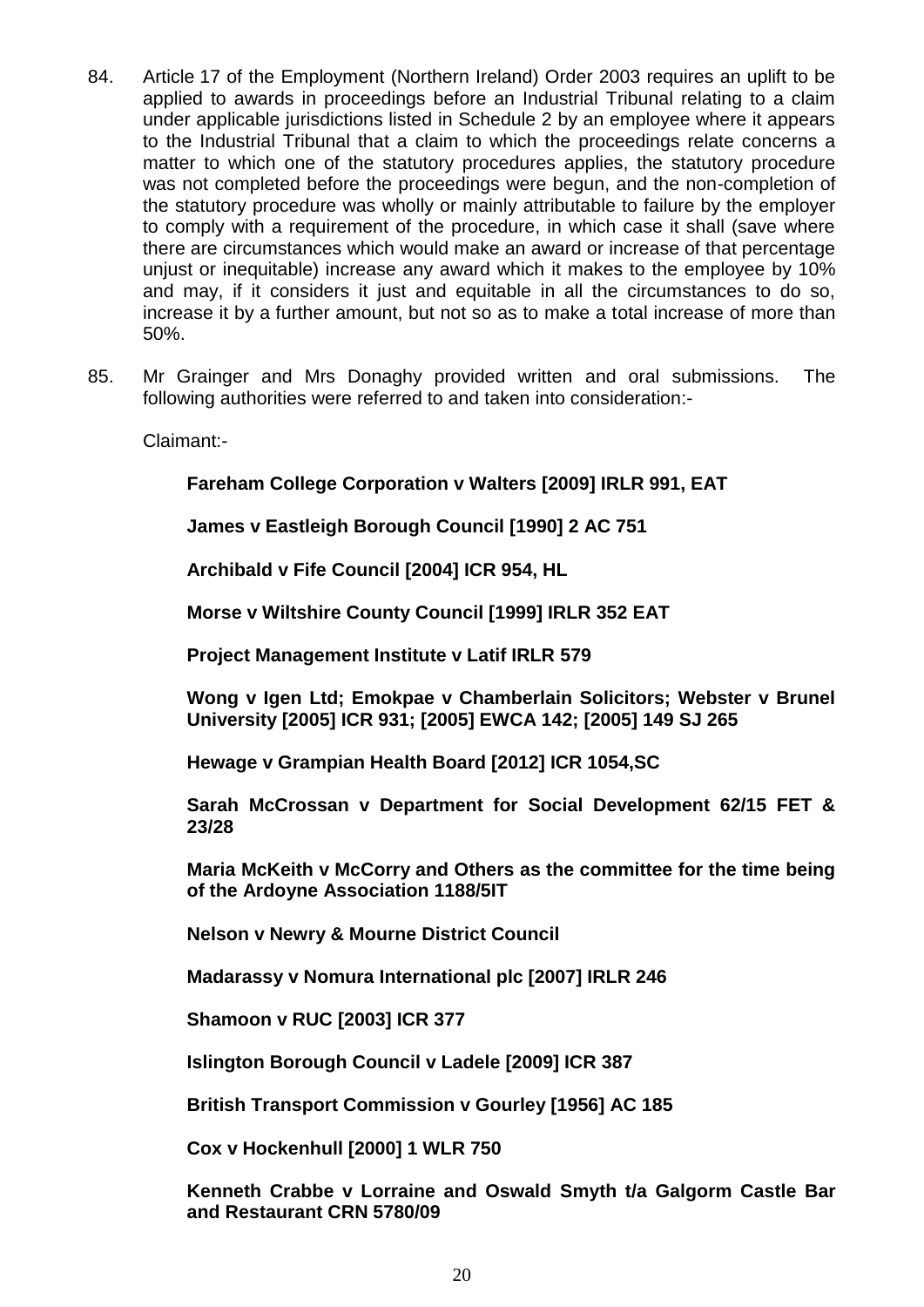84. Article 17 of the Employment (Northern Ireland) Order 2003 requires an uplift to be applied to awards in proceedings before an Industrial Tribunal relating to a claim under applicable jurisdictions listed in Schedule 2 by an employee where it appears to the Industrial Tribunal that a claim to which the proceedings relate concerns a matter to which one of the statutory procedures applies, the statutory procedure was not completed before the proceedings were begun, and the non-completion of the statutory procedure was wholly or mainly attributable to failure by the employer to comply with a requirement of the procedure, in which case it shall (save where there are circumstances which would make an award or increase of that percentage unjust or inequitable) increase any award which it makes to the employee by 10% and may, if it considers it just and equitable in all the circumstances to do so, increase it by a further amount, but not so as to make a total increase of more than 50%.

85. Mr Grainger and Mrs Donaghy provided written and oral submissions. The following authorities were referred to and taken into consideration:-

Claimant:-

**Fareham College Corporation v Walters [2009] IRLR 991, EAT**

**James v Eastleigh Borough Council [1990] 2 AC 751**

**Archibald v Fife Council [2004] ICR 954, HL**

**Morse v Wiltshire County Council [1999] IRLR 352 EAT**

**Project Management Institute v Latif IRLR 579**

**Wong v Igen Ltd; Emokpae v Chamberlain Solicitors; Webster v Brunel University [2005] ICR 931; [2005] EWCA 142; [2005] 149 SJ 265**

**Hewage v Grampian Health Board [2012] ICR 1054,SC**

**Sarah McCrossan v Department for Social Development 62/15 FET & 23/28**

**Maria McKeith v McCorry and Others as the committee for the time being of the Ardoyne Association 1188/5IT**

**Nelson v Newry & Mourne District Council**

**Madarassy v Nomura International plc [2007] IRLR 246**

**Shamoon v RUC [2003] ICR 377**

**Islington Borough Council v Ladele [2009] ICR 387**

**British Transport Commission v Gourley [1956] AC 185**

**Cox v Hockenhull [2000] 1 WLR 750**

**Kenneth Crabbe v Lorraine and Oswald Smyth t/a Galgorm Castle Bar and Restaurant CRN 5780/09**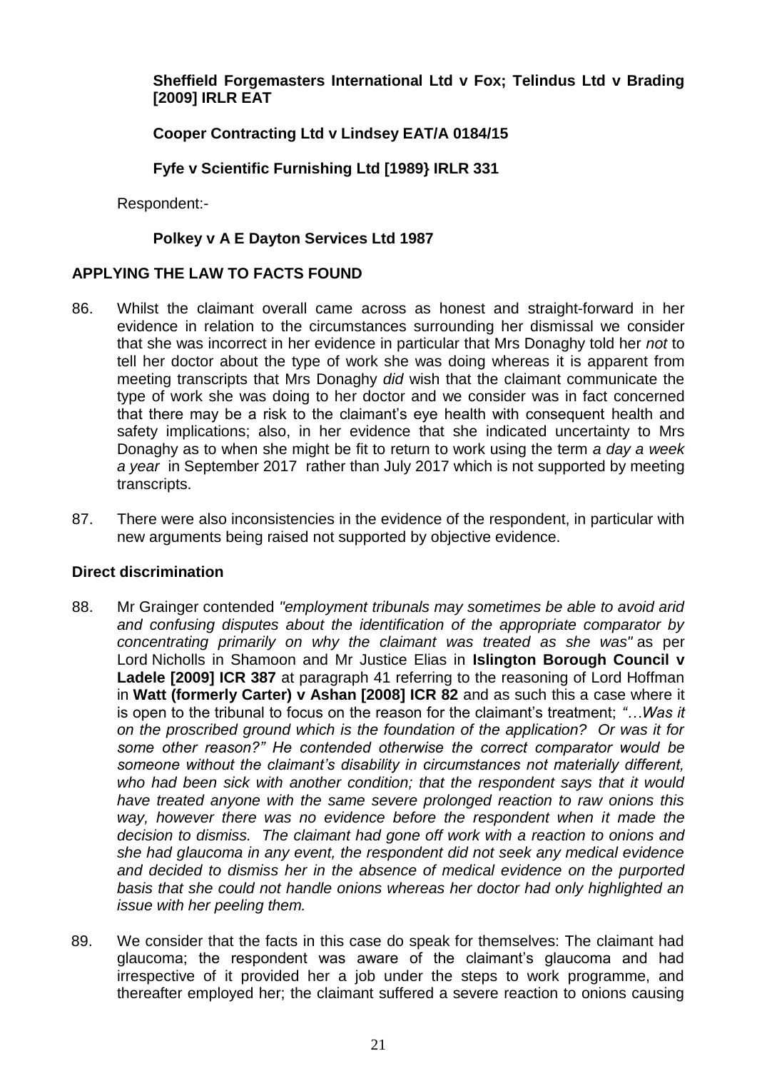**Sheffield Forgemasters International Ltd v Fox; Telindus Ltd v Brading [2009] IRLR EAT**

**Cooper Contracting Ltd v Lindsey EAT/A 0184/15**

**Fyfe v Scientific Furnishing Ltd [1989} IRLR 331**

Respondent:-

**Polkey v A E Dayton Services Ltd 1987**

## APPLYING THE LAW TO FACTS FOUND

86. Whilst the claimant overall came across as honest and straight-forward in her evidence in relation to the circumstances surrounding her dismissal we consider that she was incorrect in her evidence in particular that Mrs Donaghy told her *not* to tell her doctor about the type of work she was doing whereas it is apparent from meeting transcripts that Mrs Donaghy *did* wish that the claimant communicate the type of work she was doing to her doctor and we consider was in fact concerned that there may be a risk to the claimant's eye health with consequent health and safety implications; also, in her evidence that she indicated uncertainty to Mrs Donaghy as to when she might be fit to return to work using the term *a day a week a year* in September 2017 rather than July 2017 which is not supported by meeting transcripts.

87. There were also inconsistencies in the evidence of the respondent, in particular with new arguments being raised not supported by objective evidence.

### Direct discrimination

88. Mr Grainger contended *"employment tribunals may sometimes be able to avoid arid and confusing disputes about the identification of the appropriate comparator by concentrating primarily on why the claimant was treated as she was"* as per Lord Nicholls in Shamoon and Mr Justice Elias in **Islington Borough Council v Ladele [2009] ICR 387** at paragraph 41 referring to the reasoning of Lord Hoffman in **Watt (formerly Carter) v Ashan [2008] ICR 82** and as such this a case where it is open to the tribunal to focus on the reason for the claimant's treatment; *"…Was it on the proscribed ground which is the foundation of the application? Or was it for some other reason?" He contended otherwise the correct comparator would be someone without the claimant's disability in circumstances not materially different, who had been sick with another condition; that the respondent says that it would have treated anyone with the same severe prolonged reaction to raw onions this way, however there was no evidence before the respondent when it made the decision to dismiss. The claimant had gone off work with a reaction to onions and she had glaucoma in any event, the respondent did not seek any medical evidence and decided to dismiss her in the absence of medical evidence on the purported basis that she could not handle onions whereas her doctor had only highlighted an issue with her peeling them.*

89. We consider that the facts in this case do speak for themselves: The claimant had glaucoma; the respondent was aware of the claimant's glaucoma and had irrespective of it provided her a job under the steps to work programme, and thereafter employed her; the claimant suffered a severe reaction to onions causing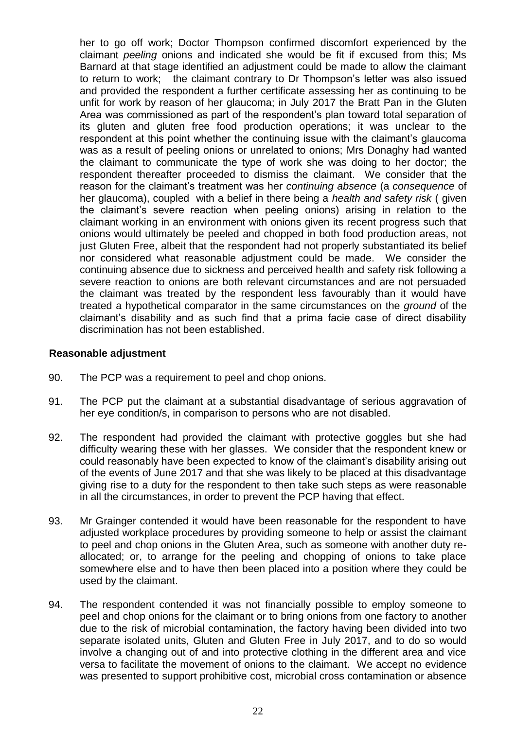her to go off work; Doctor Thompson confirmed discomfort experienced by the claimant *peeling* onions and indicated she would be fit if excused from this; Ms Barnard at that stage identified an adjustment could be made to allow the claimant to return to work; the claimant contrary to Dr Thompson's letter was also issued and provided the respondent a further certificate assessing her as continuing to be unfit for work by reason of her glaucoma; in July 2017 the Bratt Pan in the Gluten Area was commissioned as part of the respondent's plan toward total separation of its gluten and gluten free food production operations; it was unclear to the respondent at this point whether the continuing issue with the claimant's glaucoma was as a result of peeling onions or unrelated to onions; Mrs Donaghy had wanted the claimant to communicate the type of work she was doing to her doctor; the respondent thereafter proceeded to dismiss the claimant. We consider that the reason for the claimant's treatment was her *continuing absence* (a *consequence* of her glaucoma), coupled with a belief in there being a *health and safety risk* ( given the claimant's severe reaction when peeling onions) arising in relation to the claimant working in an environment with onions given its recent progress such that onions would ultimately be peeled and chopped in both food production areas, not just Gluten Free, albeit that the respondent had not properly substantiated its belief nor considered what reasonable adjustment could be made. We consider the continuing absence due to sickness and perceived health and safety risk following a severe reaction to onions are both relevant circumstances and are not persuaded the claimant was treated by the respondent less favourably than it would have treated a hypothetical comparator in the same circumstances on the *ground* of the claimant's disability and as such find that a prima facie case of direct disability discrimination has not been established.

**Reasonable adjustment**

90. The PCP was a requirement to peel and chop onions.

91. The PCP put the claimant at a substantial disadvantage of serious aggravation of her eye condition/s, in comparison to persons who are not disabled.

92. The respondent had provided the claimant with protective goggles but she had difficulty wearing these with her glasses. We consider that the respondent knew or could reasonably have been expected to know of the claimant's disability arising out of the events of June 2017 and that she was likely to be placed at this disadvantage giving rise to a duty for the respondent to then take such steps as were reasonable in all the circumstances, in order to prevent the PCP having that effect.

93. Mr Grainger contended it would have been reasonable for the respondent to have adjusted workplace procedures by providing someone to help or assist the claimant to peel and chop onions in the Gluten Area, such as someone with another duty re-allocated; or, to arrange for the peeling and chopping of onions to take place somewhere else and to have then been placed into a position where they could be used by the claimant.

94. The respondent contended it was not financially possible to employ someone to peel and chop onions for the claimant or to bring onions from one factory to another due to the risk of microbial contamination, the factory having been divided into two separate isolated units, Gluten and Gluten Free in July 2017, and to do so would involve a changing out of and into protective clothing in the different area and vice versa to facilitate the movement of onions to the claimant. We accept no evidence was presented to support prohibitive cost, microbial cross contamination or absence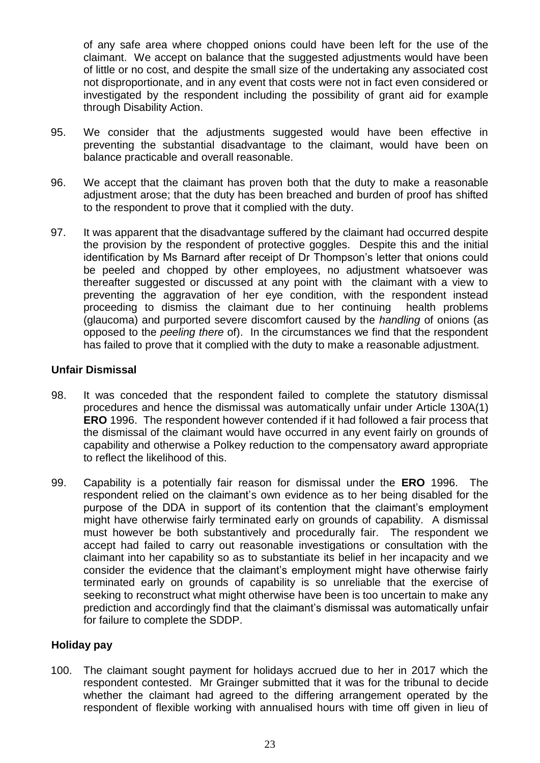of any safe area where chopped onions could have been left for the use of the claimant. We accept on balance that the suggested adjustments would have been of little or no cost, and despite the small size of the undertaking any associated cost not disproportionate, and in any event that costs were not in fact even considered or investigated by the respondent including the possibility of grant aid for example through Disability Action.

95. We consider that the adjustments suggested would have been effective in preventing the substantial disadvantage to the claimant, would have been on balance practicable and overall reasonable.

96. We accept that the claimant has proven both that the duty to make a reasonable adjustment arose; that the duty has been breached and burden of proof has shifted to the respondent to prove that it complied with the duty.

97. It was apparent that the disadvantage suffered by the claimant had occurred despite the provision by the respondent of protective goggles. Despite this and the initial identification by Ms Barnard after receipt of Dr Thompson's letter that onions could be peeled and chopped by other employees, no adjustment whatsoever was thereafter suggested or discussed at any point with the claimant with a view to preventing the aggravation of her eye condition, with the respondent instead proceeding to dismiss the claimant due to her continuing health problems (glaucoma) and purported severe discomfort caused by the *handling* of onions (as opposed to the *peeling there* of). In the circumstances we find that the respondent has failed to prove that it complied with the duty to make a reasonable adjustment.

### Unfair Dismissal

98. It was conceded that the respondent failed to complete the statutory dismissal procedures and hence the dismissal was automatically unfair under Article 130A(1) **ERO** 1996. The respondent however contended if it had followed a fair process that the dismissal of the claimant would have occurred in any event fairly on grounds of capability and otherwise a Polkey reduction to the compensatory award appropriate to reflect the likelihood of this.

99. Capability is a potentially fair reason for dismissal under the **ERO** 1996. The respondent relied on the claimant's own evidence as to her being disabled for the purpose of the DDA in support of its contention that the claimant's employment might have otherwise fairly terminated early on grounds of capability. A dismissal must however be both substantively and procedurally fair. The respondent we accept had failed to carry out reasonable investigations or consultation with the claimant into her capability so as to substantiate its belief in her incapacity and we consider the evidence that the claimant's employment might have otherwise fairly terminated early on grounds of capability is so unreliable that the exercise of seeking to reconstruct what might otherwise have been is too uncertain to make any prediction and accordingly find that the claimant's dismissal was automatically unfair for failure to complete the SDDP.

### Holiday pay

100. The claimant sought payment for holidays accrued due to her in 2017 which the respondent contested. Mr Grainger submitted that it was for the tribunal to decide whether the claimant had agreed to the differing arrangement operated by the respondent of flexible working with annualised hours with time off given in lieu of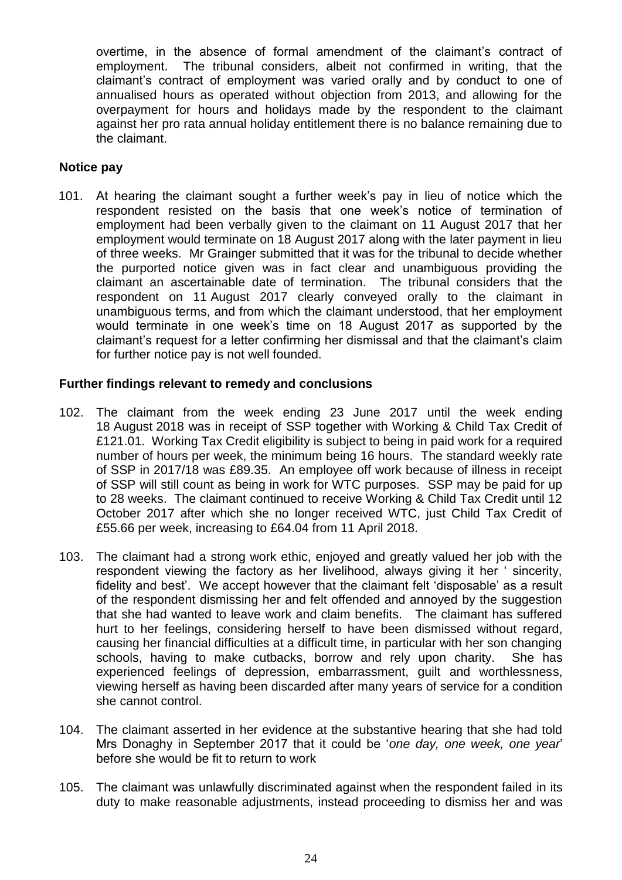overtime, in the absence of formal amendment of the claimant's contract of employment. The tribunal considers, albeit not confirmed in writing, that the claimant's contract of employment was varied orally and by conduct to one of annualised hours as operated without objection from 2013, and allowing for the overpayment for hours and holidays made by the respondent to the claimant against her pro rata annual holiday entitlement there is no balance remaining due to the claimant.

**Notice pay**

101. At hearing the claimant sought a further week's pay in lieu of notice which the respondent resisted on the basis that one week's notice of termination of employment had been verbally given to the claimant on 11 August 2017 that her employment would terminate on 18 August 2017 along with the later payment in lieu of three weeks. Mr Grainger submitted that it was for the tribunal to decide whether the purported notice given was in fact clear and unambiguous providing the claimant an ascertainable date of termination. The tribunal considers that the respondent on 11 August 2017 clearly conveyed orally to the claimant in unambiguous terms, and from which the claimant understood, that her employment would terminate in one week's time on 18 August 2017 as supported by the claimant's request for a letter confirming her dismissal and that the claimant's claim for further notice pay is not well founded.

**Further findings relevant to remedy and conclusions**

102. The claimant from the week ending 23 June 2017 until the week ending 18 August 2018 was in receipt of SSP together with Working & Child Tax Credit of £121.01. Working Tax Credit eligibility is subject to being in paid work for a required number of hours per week, the minimum being 16 hours. The standard weekly rate of SSP in 2017/18 was £89.35. An employee off work because of illness in receipt of SSP will still count as being in work for WTC purposes. SSP may be paid for up to 28 weeks. The claimant continued to receive Working & Child Tax Credit until 12 October 2017 after which she no longer received WTC, just Child Tax Credit of £55.66 per week, increasing to £64.04 from 11 April 2018.

103. The claimant had a strong work ethic, enjoyed and greatly valued her job with the respondent viewing the factory as her livelihood, always giving it her ' sincerity, fidelity and best'. We accept however that the claimant felt 'disposable' as a result of the respondent dismissing her and felt offended and annoyed by the suggestion that she had wanted to leave work and claim benefits. The claimant has suffered hurt to her feelings, considering herself to have been dismissed without regard, causing her financial difficulties at a difficult time, in particular with her son changing schools, having to make cutbacks, borrow and rely upon charity. She has experienced feelings of depression, embarrassment, guilt and worthlessness, viewing herself as having been discarded after many years of service for a condition she cannot control.

104. The claimant asserted in her evidence at the substantive hearing that she had told Mrs Donaghy in September 2017 that it could be '*one day, one week, one year*' before she would be fit to return to work

105. The claimant was unlawfully discriminated against when the respondent failed in its duty to make reasonable adjustments, instead proceeding to dismiss her and was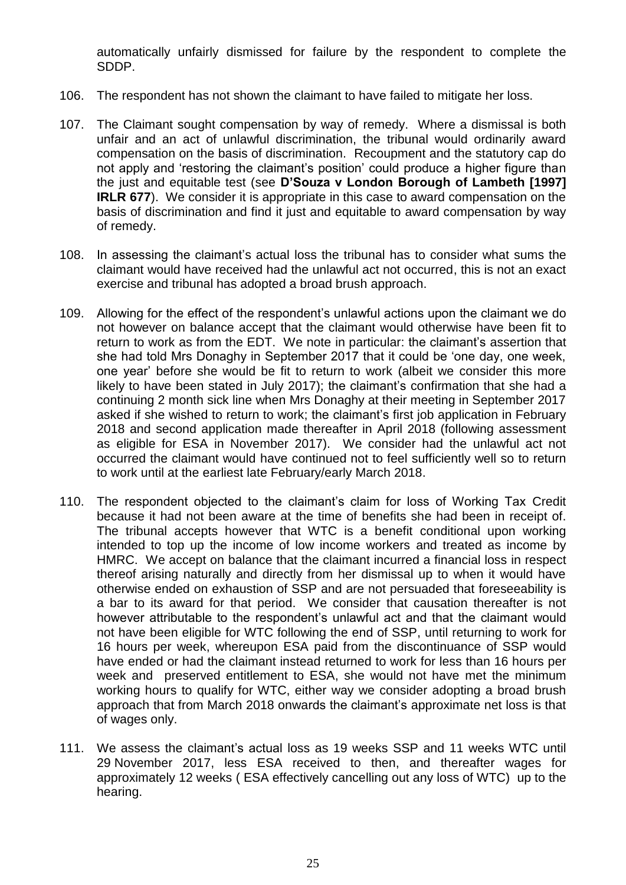automatically unfairly dismissed for failure by the respondent to complete the SDDP.

106. The respondent has not shown the claimant to have failed to mitigate her loss.

107. The Claimant sought compensation by way of remedy. Where a dismissal is both unfair and an act of unlawful discrimination, the tribunal would ordinarily award compensation on the basis of discrimination. Recoupment and the statutory cap do not apply and 'restoring the claimant's position' could produce a higher figure than the just and equitable test (see **D'Souza v London Borough of Lambeth [1997] IRLR 677**). We consider it is appropriate in this case to award compensation on the basis of discrimination and find it just and equitable to award compensation by way of remedy.

108. In assessing the claimant's actual loss the tribunal has to consider what sums the claimant would have received had the unlawful act not occurred, this is not an exact exercise and tribunal has adopted a broad brush approach.

109. Allowing for the effect of the respondent's unlawful actions upon the claimant we do not however on balance accept that the claimant would otherwise have been fit to return to work as from the EDT. We note in particular: the claimant's assertion that she had told Mrs Donaghy in September 2017 that it could be 'one day, one week, one year' before she would be fit to return to work (albeit we consider this more likely to have been stated in July 2017); the claimant's confirmation that she had a continuing 2 month sick line when Mrs Donaghy at their meeting in September 2017 asked if she wished to return to work; the claimant's first job application in February 2018 and second application made thereafter in April 2018 (following assessment as eligible for ESA in November 2017). We consider had the unlawful act not occurred the claimant would have continued not to feel sufficiently well so to return to work until at the earliest late February/early March 2018.

110. The respondent objected to the claimant's claim for loss of Working Tax Credit because it had not been aware at the time of benefits she had been in receipt of. The tribunal accepts however that WTC is a benefit conditional upon working intended to top up the income of low income workers and treated as income by HMRC. We accept on balance that the claimant incurred a financial loss in respect thereof arising naturally and directly from her dismissal up to when it would have otherwise ended on exhaustion of SSP and are not persuaded that foreseeability is a bar to its award for that period. We consider that causation thereafter is not however attributable to the respondent's unlawful act and that the claimant would not have been eligible for WTC following the end of SSP, until returning to work for 16 hours per week, whereupon ESA paid from the discontinuance of SSP would have ended or had the claimant instead returned to work for less than 16 hours per week and preserved entitlement to ESA, she would not have met the minimum working hours to qualify for WTC, either way we consider adopting a broad brush approach that from March 2018 onwards the claimant's approximate net loss is that of wages only.

111. We assess the claimant's actual loss as 19 weeks SSP and 11 weeks WTC until 29 November 2017, less ESA received to then, and thereafter wages for approximately 12 weeks ( ESA effectively cancelling out any loss of WTC) up to the hearing.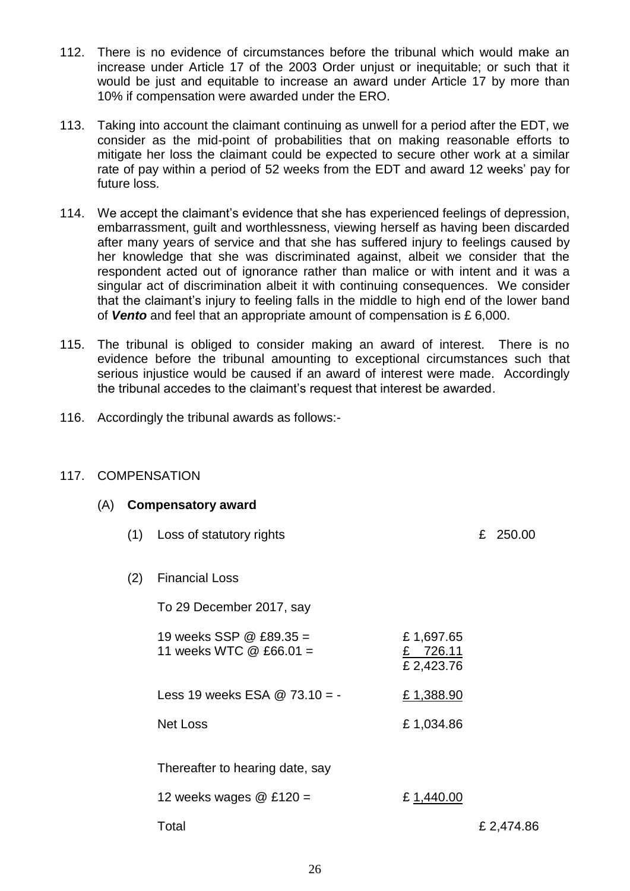112. There is no evidence of circumstances before the tribunal which would make an increase under Article 17 of the 2003 Order unjust or inequitable; or such that it would be just and equitable to increase an award under Article 17 by more than 10% if compensation were awarded under the ERO.

113. Taking into account the claimant continuing as unwell for a period after the EDT, we consider as the mid-point of probabilities that on making reasonable efforts to mitigate her loss the claimant could be expected to secure other work at a similar rate of pay within a period of 52 weeks from the EDT and award 12 weeks' pay for future loss.

114. We accept the claimant's evidence that she has experienced feelings of depression, embarrassment, guilt and worthlessness, viewing herself as having been discarded after many years of service and that she has suffered injury to feelings caused by her knowledge that she was discriminated against, albeit we consider that the respondent acted out of ignorance rather than malice or with intent and it was a singular act of discrimination albeit it with continuing consequences. We consider that the claimant's injury to feeling falls in the middle to high end of the lower band of ***Vento*** and feel that an appropriate amount of compensation is £ 6,000.

115. The tribunal is obliged to consider making an award of interest. There is no evidence before the tribunal amounting to exceptional circumstances such that serious injustice would be caused if an award of interest were made. Accordingly the tribunal accedes to the claimant's request that interest be awarded.

116. Accordingly the tribunal awards as follows:-

117. COMPENSATION

(A) **Compensatory award**

| | | |
|---|---|---|
| (1) Loss of statutory rights | | £ 250.00 |
| (2) Financial Loss | | |
| To 29 December 2017, say | | |
| 19 weeks SSP @ £89.35 = | £ 1,697.65 | |
| 11 weeks WTC @ £66.01 = | £ 726.11 | |
| | £ 2,423.76 | |
| Less 19 weeks ESA @ 73.10 = - | £ 1,388.90 | |
| Net Loss | £ 1,034.86 | |
| Thereafter to hearing date, say | | |
| 12 weeks wages @ £120 = | £ 1,440.00 | |
| Total | | £ 2,474.86 |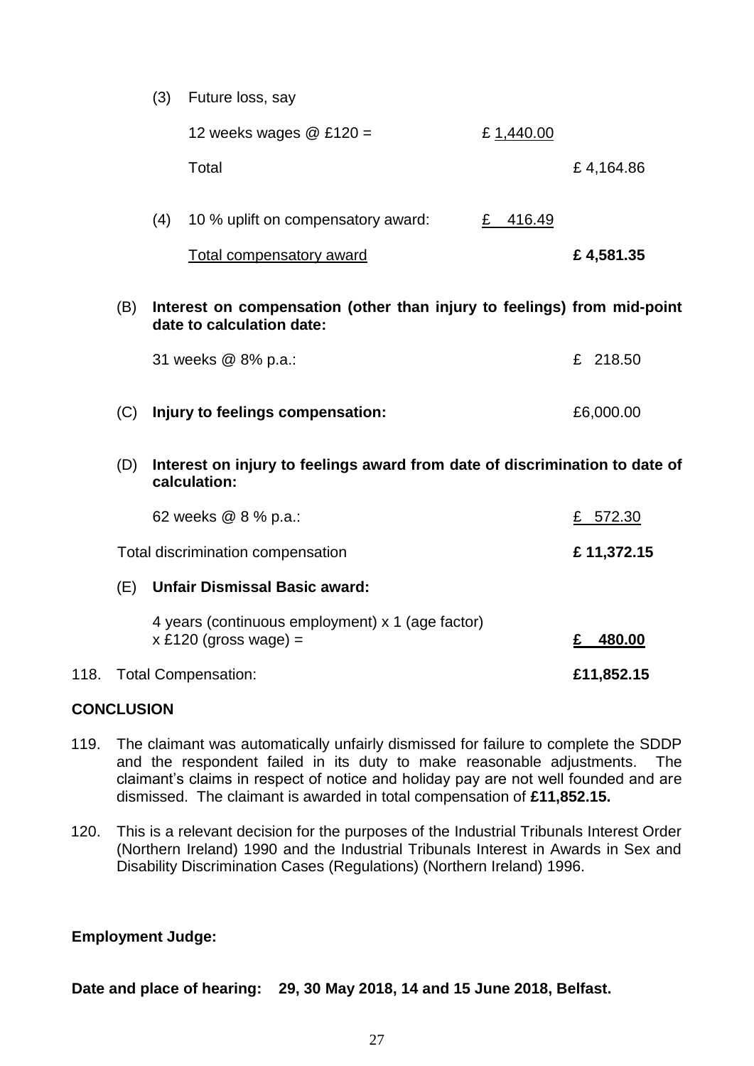(3) Future loss, say

| | | |
|---|---|---|
| 12 weeks wages @ £120 = | £ 1,440.00 | |
| Total | | £ 4,164.86 |
| (4) 10 % uplift on compensatory award: | £ 416.49 | |
| Total compensatory award | | **£ 4,581.35** |

(B) **Interest on compensation (other than injury to feelings) from mid-point date to calculation date:**

| | |
|---|---|
| 31 weeks @ 8% p.a.: | £ 218.50 |

(C) **Injury to feelings compensation:** £6,000.00

(D) **Interest on injury to feelings award from date of discrimination to date of calculation:**

| | |
|---|---|
| 62 weeks @ 8 % p.a.: | £ 572.30 |
| Total discrimination compensation | **£ 11,372.15** |

(E) **Unfair Dismissal Basic award:**

| | |
|---|---|
| 4 years (continuous employment) x 1 (age factor) x £120 (gross wage) = | **£ 480.00** |

118. Total Compensation: **£11,852.15**

**CONCLUSION**

119. The claimant was automatically unfairly dismissed for failure to complete the SDDP and the respondent failed in its duty to make reasonable adjustments. The claimant's claims in respect of notice and holiday pay are not well founded and are dismissed. The claimant is awarded in total compensation of **£11,852.15.**

120. This is a relevant decision for the purposes of the Industrial Tribunals Interest Order (Northern Ireland) 1990 and the Industrial Tribunals Interest in Awards in Sex and Disability Discrimination Cases (Regulations) (Northern Ireland) 1996.

**Employment Judge:**

**Date and place of hearing: 29, 30 May 2018, 14 and 15 June 2018, Belfast.**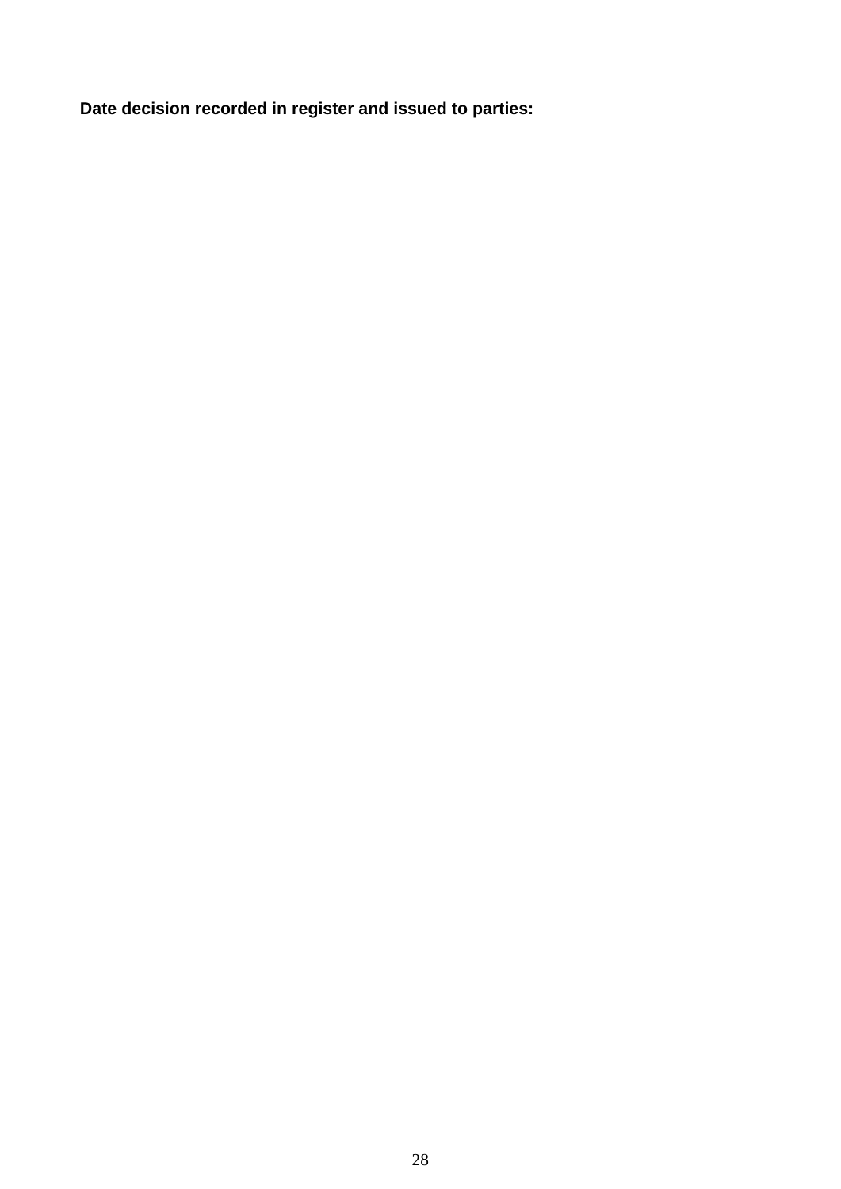**Date decision recorded in register and issued to parties:**